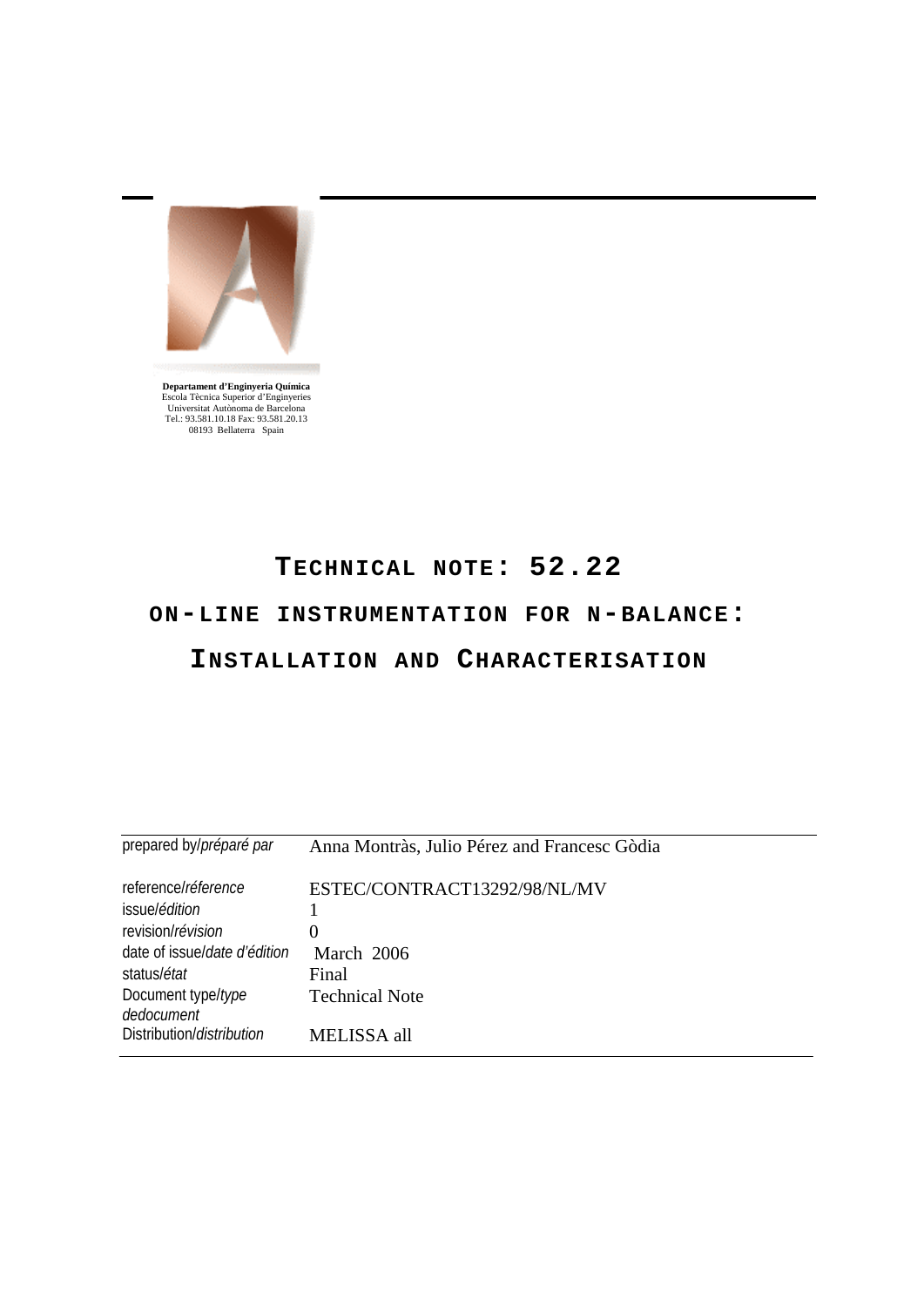**Departament d'Enginyeria Química**
Escola Tècnica Superior d'Enginyeries
Universitat Autònoma de Barcelona
Tel.: 93.581.10.18 Fax: 93.581.20.13
08193 Bellaterra Spain

# TECHNICAL NOTE: 52.22

# ON-LINE INSTRUMENTATION FOR N-BALANCE: INSTALLATION AND CHARACTERISATION

| | |
|---|---|
| prepared by/*préparé par* | Anna Montràs, Julio Pérez and Francesc Gòdia |
| reference/*réference* | ESTEC/CONTRACT13292/98/NL/MV |
| issue/*édition* | 1 |
| revision/*révision* | 0 |
| date of issue/*date d'édition* | March 2006 |
| status/*état* | Final |
| Document type/*type dedocument* | Technical Note |
| Distribution/*distribution* | MELISSA all |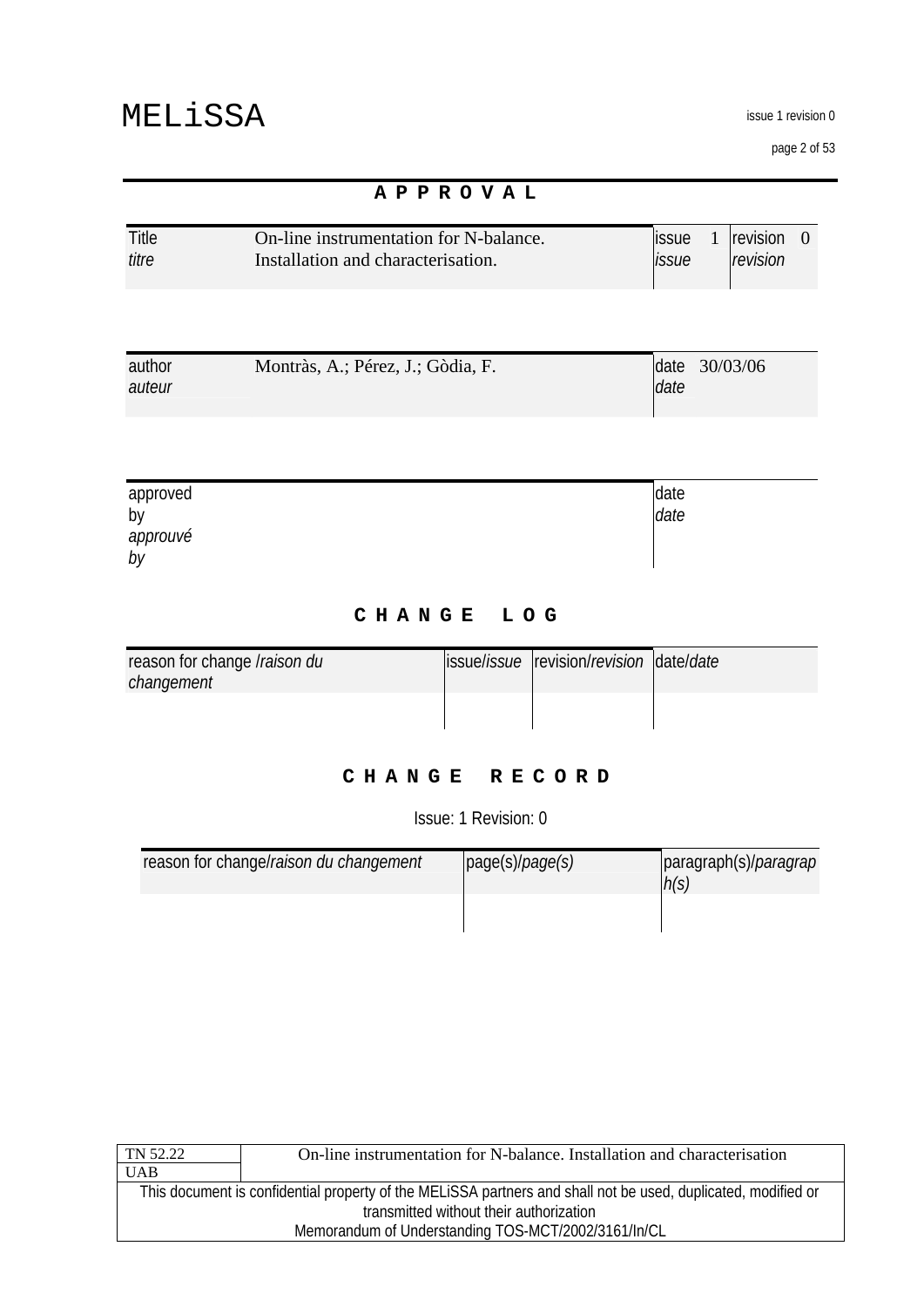## APPROVAL

| Title *titre* | On-line instrumentation for N-balance. Installation and characterisation. | issue *issue* 1 | revision *revision* 0 |
|---|---|---|---|

| author *auteur* | Montràs, A.; Pérez, J.; Gòdia, F. | date *date* 30/03/06 |
|---|---|---|

| approved by *approuvé by* | | date *date* |
|---|---|---|

## CHANGE LOG

| reason for change /*raison du changement* | issue/*issue* | revision/*revision* | date/*date* |
|---|---|---|---|
| | | | |

## CHANGE RECORD

Issue: 1 Revision: 0

| reason for change/*raison du changement* | page(s)/*page(s)* | paragraph(s)/*paragraph(s)* |
|---|---|---|
| | | |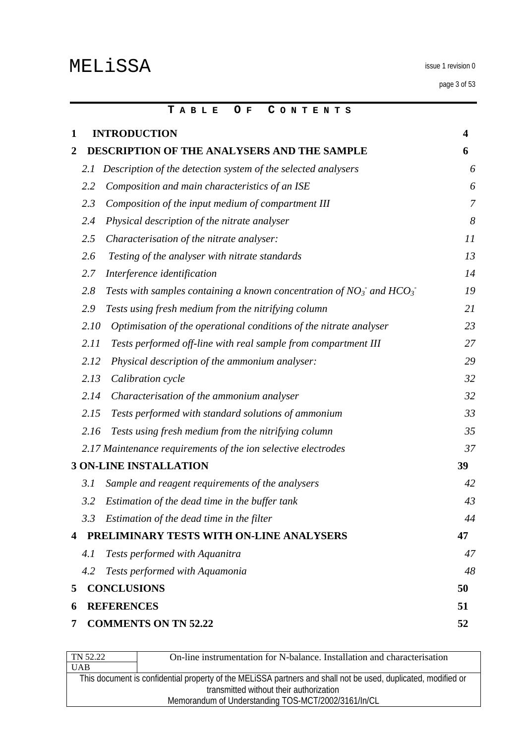# TABLE OF CONTENTS

| | | |
|---|---|---|
| **1** | **INTRODUCTION** | **4** |
| **2** | **DESCRIPTION OF THE ANALYSERS AND THE SAMPLE** | **6** |
| | *2.1 Description of the detection system of the selected analysers* | *6* |
| | *2.2 Composition and main characteristics of an ISE* | *6* |
| | *2.3 Composition of the input medium of compartment III* | *7* |
| | *2.4 Physical description of the nitrate analyser* | *8* |
| | *2.5 Characterisation of the nitrate analyser:* | *11* |
| | *2.6 Testing of the analyser with nitrate standards* | *13* |
| | *2.7 Interference identification* | *14* |
| | *2.8 Tests with samples containing a known concentration of $NO_3^-$ and $HCO_3^-$* | *19* |
| | *2.9 Tests using fresh medium from the nitrifying column* | *21* |
| | *2.10 Optimisation of the operational conditions of the nitrate analyser* | *23* |
| | *2.11 Tests performed off-line with real sample from compartment III* | *27* |
| | *2.12 Physical description of the ammonium analyser:* | *29* |
| | *2.13 Calibration cycle* | *32* |
| | *2.14 Characterisation of the ammonium analyser* | *32* |
| | *2.15 Tests performed with standard solutions of ammonium* | *33* |
| | *2.16 Tests using fresh medium from the nitrifying column* | *35* |
| | *2.17 Maintenance requirements of the ion selective electrodes* | *37* |
| **3** | **ON-LINE INSTALLATION** | **39** |
| | *3.1 Sample and reagent requirements of the analysers* | *42* |
| | *3.2 Estimation of the dead time in the buffer tank* | *43* |
| | *3.3 Estimation of the dead time in the filter* | *44* |
| **4** | **PRELIMINARY TESTS WITH ON-LINE ANALYSERS** | **47** |
| | *4.1 Tests performed with Aquanitra* | *47* |
| | *4.2 Tests performed with Aquamonia* | *48* |
| **5** | **CONCLUSIONS** | **50** |
| **6** | **REFERENCES** | **51** |
| **7** | **COMMENTS ON TN 52.22** | **52** |

| TN 52.22 | On-line instrumentation for N-balance. Installation and characterisation |
|---|---|
| UAB | |

This document is confidential property of the MELiSSA partners and shall not be used, duplicated, modified or transmitted without their authorization
Memorandum of Understanding TOS-MCT/2002/3161/In/CL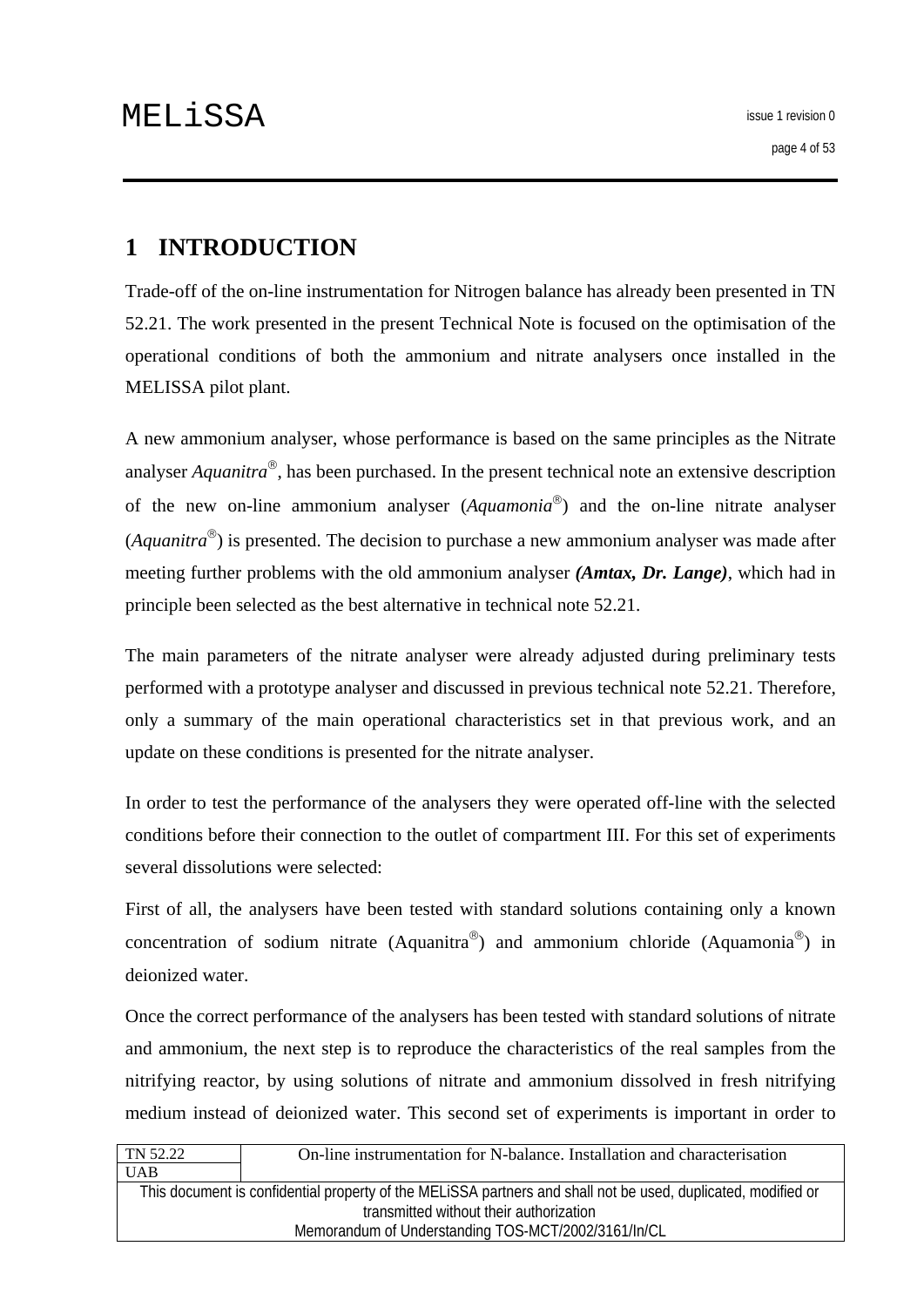# 1 INTRODUCTION

Trade-off of the on-line instrumentation for Nitrogen balance has already been presented in TN 52.21. The work presented in the present Technical Note is focused on the optimisation of the operational conditions of both the ammonium and nitrate analysers once installed in the MELISSA pilot plant.

A new ammonium analyser, whose performance is based on the same principles as the Nitrate analyser *Aquanitra*®, has been purchased. In the present technical note an extensive description of the new on-line ammonium analyser (*Aquamonia*®) and the on-line nitrate analyser (*Aquanitra*®) is presented. The decision to purchase a new ammonium analyser was made after meeting further problems with the old ammonium analyser ***(Amtax, Dr. Lange)***, which had in principle been selected as the best alternative in technical note 52.21.

The main parameters of the nitrate analyser were already adjusted during preliminary tests performed with a prototype analyser and discussed in previous technical note 52.21. Therefore, only a summary of the main operational characteristics set in that previous work, and an update on these conditions is presented for the nitrate analyser.

In order to test the performance of the analysers they were operated off-line with the selected conditions before their connection to the outlet of compartment III. For this set of experiments several dissolutions were selected:

First of all, the analysers have been tested with standard solutions containing only a known concentration of sodium nitrate (Aquanitra®) and ammonium chloride (Aquamonia®) in deionized water.

Once the correct performance of the analysers has been tested with standard solutions of nitrate and ammonium, the next step is to reproduce the characteristics of the real samples from the nitrifying reactor, by using solutions of nitrate and ammonium dissolved in fresh nitrifying medium instead of deionized water. This second set of experiments is important in order to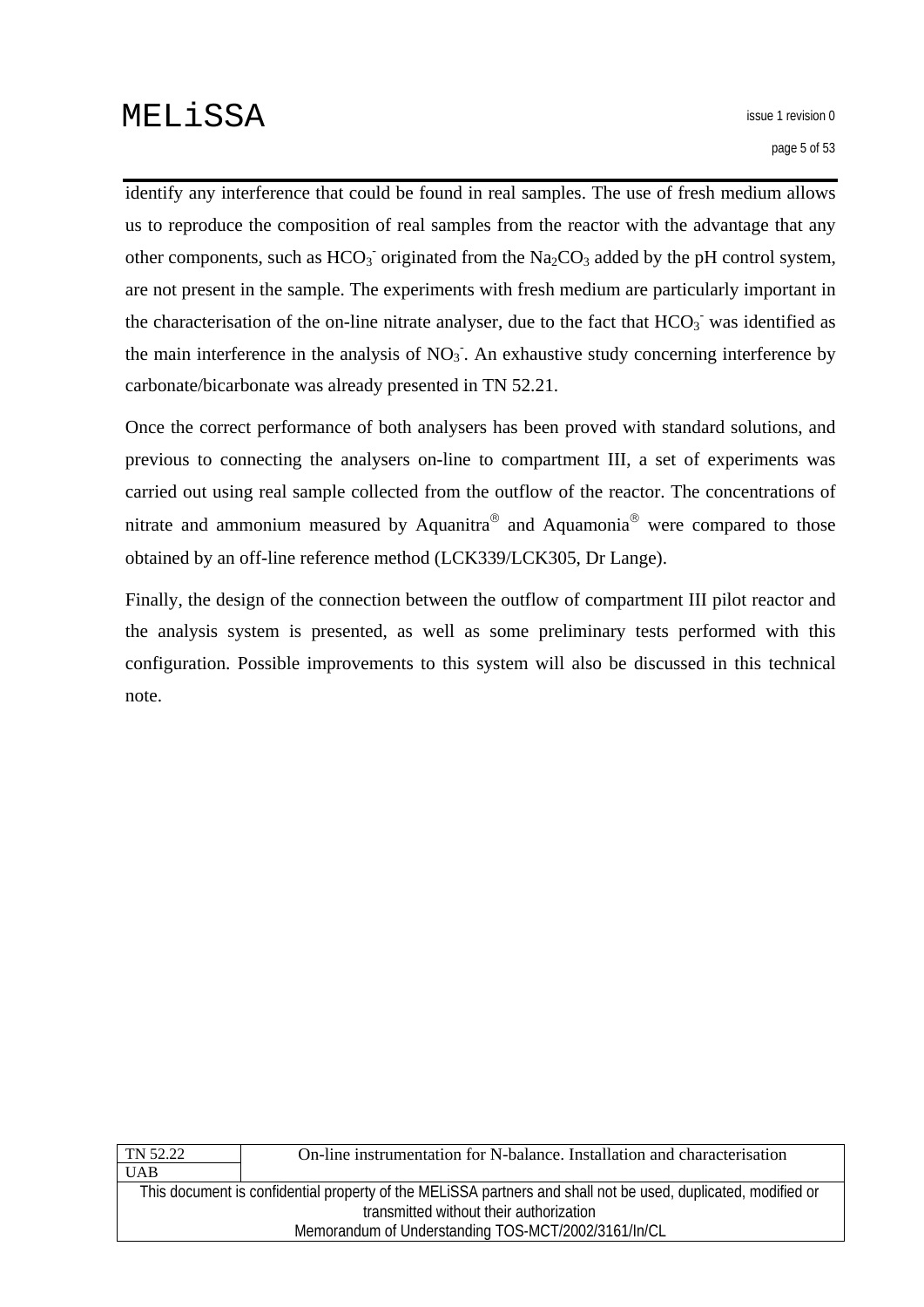identify any interference that could be found in real samples. The use of fresh medium allows us to reproduce the composition of real samples from the reactor with the advantage that any other components, such as $HCO_3^-$ originated from the $Na_2CO_3$ added by the pH control system, are not present in the sample. The experiments with fresh medium are particularly important in the characterisation of the on-line nitrate analyser, due to the fact that $HCO_3^-$ was identified as the main interference in the analysis of $NO_3^-$. An exhaustive study concerning interference by carbonate/bicarbonate was already presented in TN 52.21.

Once the correct performance of both analysers has been proved with standard solutions, and previous to connecting the analysers on-line to compartment III, a set of experiments was carried out using real sample collected from the outflow of the reactor. The concentrations of nitrate and ammonium measured by Aquanitra® and Aquamonia® were compared to those obtained by an off-line reference method (LCK339/LCK305, Dr Lange).

Finally, the design of the connection between the outflow of compartment III pilot reactor and the analysis system is presented, as well as some preliminary tests performed with this configuration. Possible improvements to this system will also be discussed in this technical note.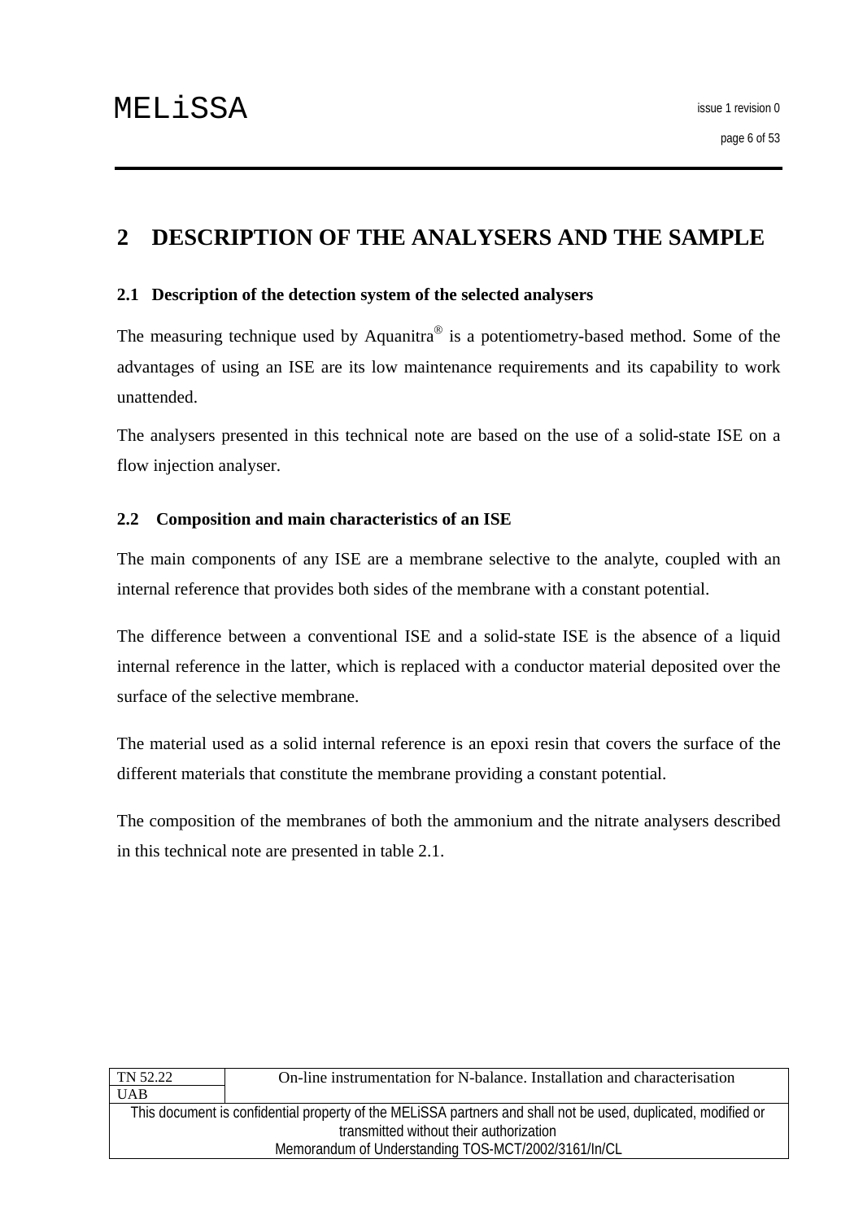# 2 DESCRIPTION OF THE ANALYSERS AND THE SAMPLE

## 2.1 Description of the detection system of the selected analysers

The measuring technique used by Aquanitra® is a potentiometry-based method. Some of the advantages of using an ISE are its low maintenance requirements and its capability to work unattended.

The analysers presented in this technical note are based on the use of a solid-state ISE on a flow injection analyser.

## 2.2 Composition and main characteristics of an ISE

The main components of any ISE are a membrane selective to the analyte, coupled with an internal reference that provides both sides of the membrane with a constant potential.

The difference between a conventional ISE and a solid-state ISE is the absence of a liquid internal reference in the latter, which is replaced with a conductor material deposited over the surface of the selective membrane.

The material used as a solid internal reference is an epoxi resin that covers the surface of the different materials that constitute the membrane providing a constant potential.

The composition of the membranes of both the ammonium and the nitrate analysers described in this technical note are presented in table 2.1.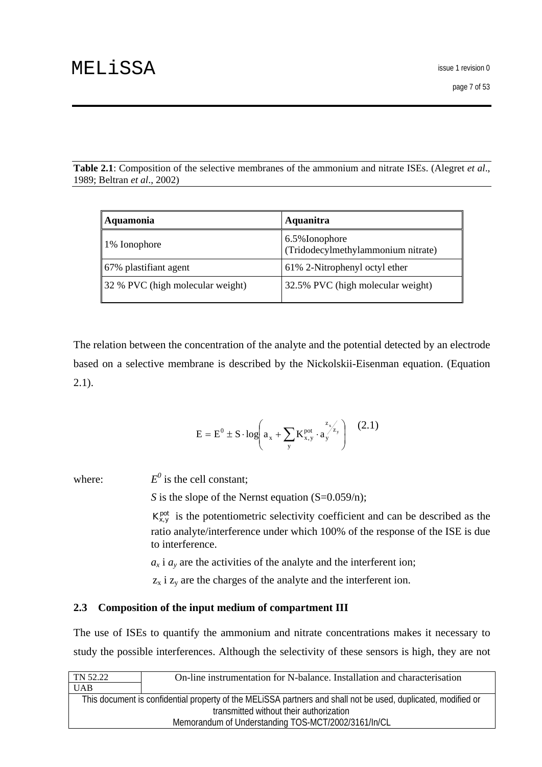**Table 2.1**: Composition of the selective membranes of the ammonium and nitrate ISEs. (Alegret *et al*., 1989; Beltran *et al*., 2002)

| Aquamonia | Aquanitra |
|---|---|
| 1% Ionophore | 6.5%Ionophore (Tridodecylmethylammonium nitrate) |
| 67% plastifiant agent | 61% 2-Nitrophenyl octyl ether |
| 32 % PVC (high molecular weight) | 32.5% PVC (high molecular weight) |

The relation between the concentration of the analyte and the potential detected by an electrode based on a selective membrane is described by the Nickolskii-Eisenman equation. (Equation 2.1).

$$E = E^0 \pm S \cdot \log\left( a_x + \sum_y K_{x,y}^{pot} \cdot a_y^{z_x / z_y} \right) \quad (2.1)$$

where: $E^0$ is the cell constant;

$S$ is the slope of the Nernst equation (S=0.059/n);

$K_{x,y}^{pot}$ is the potentiometric selectivity coefficient and can be described as the ratio analyte/interference under which 100% of the response of the ISE is due to interference.

$a_x$ i $a_y$ are the activities of the analyte and the interferent ion;

$z_x$ i $z_y$ are the charges of the analyte and the interferent ion.

## 2.3 Composition of the input medium of compartment III

The use of ISEs to quantify the ammonium and nitrate concentrations makes it necessary to study the possible interferences. Although the selectivity of these sensors is high, they are not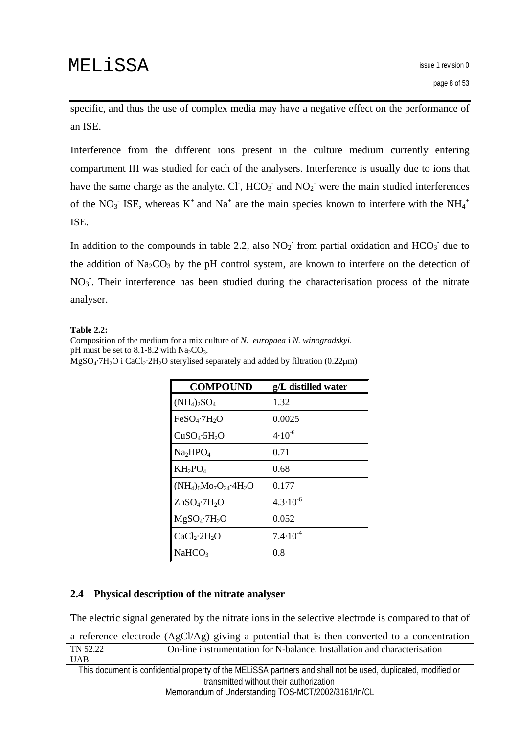specific, and thus the use of complex media may have a negative effect on the performance of an ISE.

Interference from the different ions present in the culture medium currently entering compartment III was studied for each of the analysers. Interference is usually due to ions that have the same charge as the analyte. $Cl^-$, $HCO_3^-$ and $NO_2^-$ were the main studied interferences of the $NO_3^-$ ISE, whereas $K^+$ and $Na^+$ are the main species known to interfere with the $NH_4^+$ ISE.

In addition to the compounds in table 2.2, also $NO_2^-$ from partial oxidation and $HCO_3^-$ due to the addition of $Na_2CO_3$ by the pH control system, are known to interfere on the detection of $NO_3^-$. Their interference has been studied during the characterisation process of the nitrate analyser.

**Table 2.2:**
Composition of the medium for a mix culture of *N. europaea* i *N. winogradskyi.*
pH must be set to 8.1-8.2 with $Na_2CO_3$.
$MgSO_4 \cdot 7H_2O$ i $CaCl_2 \cdot 2H_2O$ sterylised separately and added by filtration (0.22μm)

| COMPOUND | g/L distilled water |
|---|---|
| $(NH_4)_2SO_4$ | 1.32 |
| $FeSO_4 \cdot 7H_2O$ | 0.0025 |
| $CuSO_4 \cdot 5H_2O$ | $4 \cdot 10^{-6}$ |
| $Na_2HPO_4$ | 0.71 |
| $KH_2PO_4$ | 0.68 |
| $(NH_4)_6Mo_7O_{24} \cdot 4H_2O$ | 0.177 |
| $ZnSO_4 \cdot 7H_2O$ | $4.3 \cdot 10^{-6}$ |
| $MgSO_4 \cdot 7H_2O$ | 0.052 |
| $CaCl_2 \cdot 2H_2O$ | $7.4 \cdot 10^{-4}$ |
| $NaHCO_3$ | 0.8 |

### 2.4 Physical description of the nitrate analyser

The electric signal generated by the nitrate ions in the selective electrode is compared to that of a reference electrode (AgCl/Ag) giving a potential that is then converted to a concentration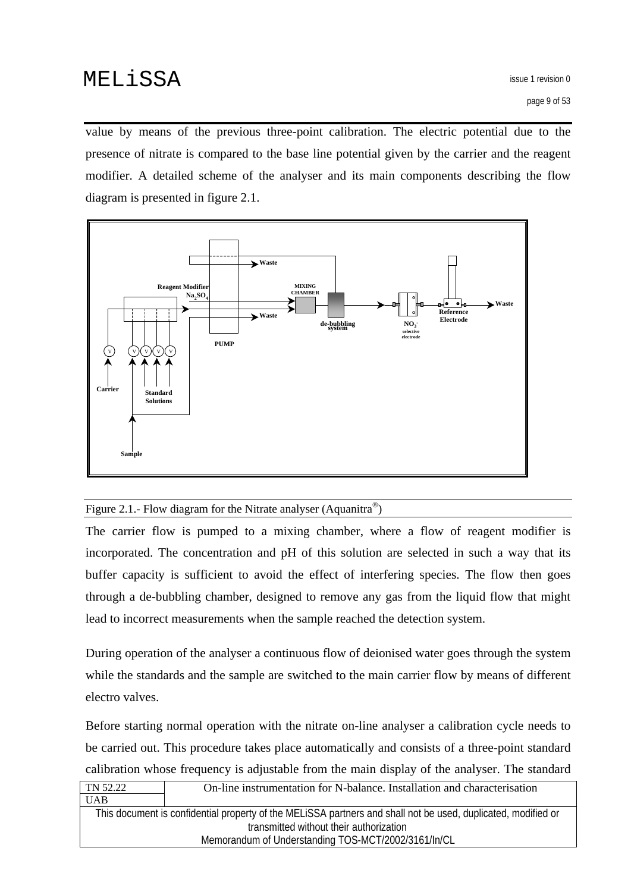value by means of the previous three-point calibration. The electric potential due to the presence of nitrate is compared to the base line potential given by the carrier and the reagent modifier. A detailed scheme of the analyser and its main components describing the flow diagram is presented in figure 2.1.

Figure 2.1.- Flow diagram for the Nitrate analyser (Aquanitra®)

The carrier flow is pumped to a mixing chamber, where a flow of reagent modifier is incorporated. The concentration and pH of this solution are selected in such a way that its buffer capacity is sufficient to avoid the effect of interfering species. The flow then goes through a de-bubbling chamber, designed to remove any gas from the liquid flow that might lead to incorrect measurements when the sample reached the detection system.

During operation of the analyser a continuous flow of deionised water goes through the system while the standards and the sample are switched to the main carrier flow by means of different electro valves.

Before starting normal operation with the nitrate on-line analyser a calibration cycle needs to be carried out. This procedure takes place automatically and consists of a three-point standard calibration whose frequency is adjustable from the main display of the analyser. The standard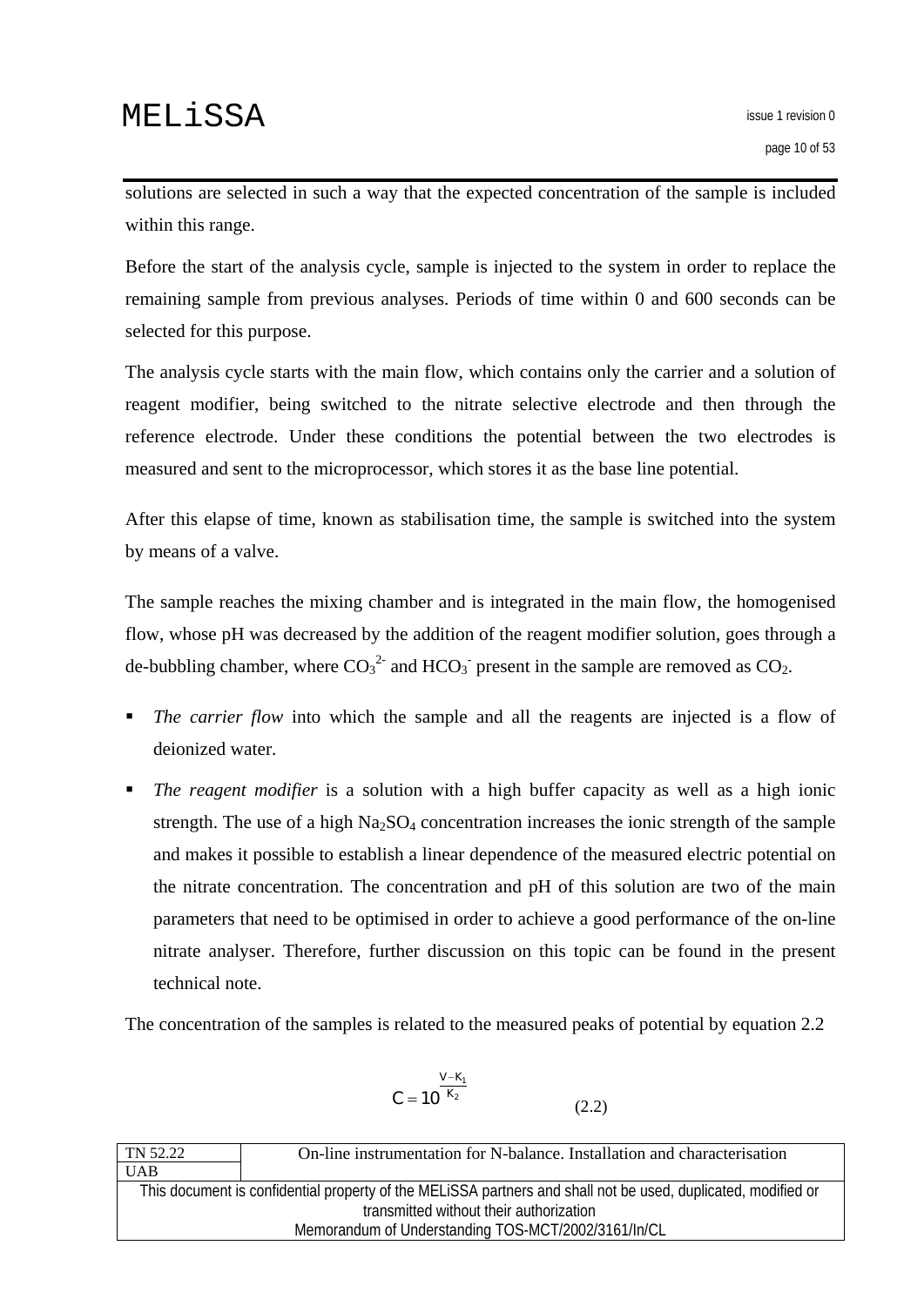solutions are selected in such a way that the expected concentration of the sample is included within this range.

Before the start of the analysis cycle, sample is injected to the system in order to replace the remaining sample from previous analyses. Periods of time within 0 and 600 seconds can be selected for this purpose.

The analysis cycle starts with the main flow, which contains only the carrier and a solution of reagent modifier, being switched to the nitrate selective electrode and then through the reference electrode. Under these conditions the potential between the two electrodes is measured and sent to the microprocessor, which stores it as the base line potential.

After this elapse of time, known as stabilisation time, the sample is switched into the system by means of a valve.

The sample reaches the mixing chamber and is integrated in the main flow, the homogenised flow, whose pH was decreased by the addition of the reagent modifier solution, goes through a de-bubbling chamber, where $CO_3^{2-}$ and $HCO_3^-$ present in the sample are removed as $CO_2$.

- *The carrier flow* into which the sample and all the reagents are injected is a flow of deionized water.
- *The reagent modifier* is a solution with a high buffer capacity as well as a high ionic strength. The use of a high $Na_2SO_4$ concentration increases the ionic strength of the sample and makes it possible to establish a linear dependence of the measured electric potential on the nitrate concentration. The concentration and pH of this solution are two of the main parameters that need to be optimised in order to achieve a good performance of the on-line nitrate analyser. Therefore, further discussion on this topic can be found in the present technical note.

The concentration of the samples is related to the measured peaks of potential by equation 2.2

$$C = 10^{\frac{V - K_1}{K_2}} \qquad (2.2)$$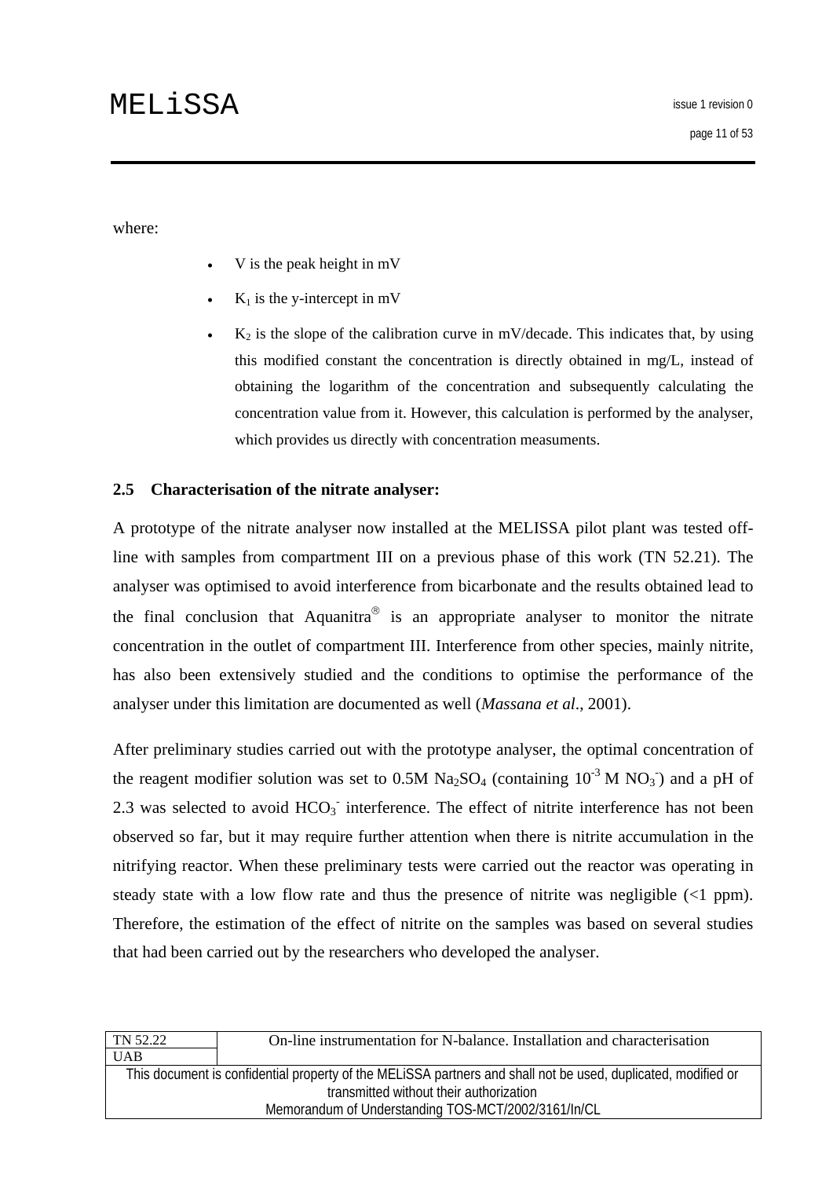where:

- V is the peak height in mV
- $K_1$ is the y-intercept in mV
- $K_2$ is the slope of the calibration curve in mV/decade. This indicates that, by using this modified constant the concentration is directly obtained in mg/L, instead of obtaining the logarithm of the concentration and subsequently calculating the concentration value from it. However, this calculation is performed by the analyser, which provides us directly with concentration measuments.

## 2.5 Characterisation of the nitrate analyser:

A prototype of the nitrate analyser now installed at the MELISSA pilot plant was tested off-line with samples from compartment III on a previous phase of this work (TN 52.21). The analyser was optimised to avoid interference from bicarbonate and the results obtained lead to the final conclusion that Aquanitra® is an appropriate analyser to monitor the nitrate concentration in the outlet of compartment III. Interference from other species, mainly nitrite, has also been extensively studied and the conditions to optimise the performance of the analyser under this limitation are documented as well (*Massana et al.*, 2001).

After preliminary studies carried out with the prototype analyser, the optimal concentration of the reagent modifier solution was set to 0.5M $Na_2SO_4$ (containing $10^{-3}$ M $NO_3^-$) and a pH of 2.3 was selected to avoid $HCO_3^-$ interference. The effect of nitrite interference has not been observed so far, but it may require further attention when there is nitrite accumulation in the nitrifying reactor. When these preliminary tests were carried out the reactor was operating in steady state with a low flow rate and thus the presence of nitrite was negligible (<1 ppm). Therefore, the estimation of the effect of nitrite on the samples was based on several studies that had been carried out by the researchers who developed the analyser.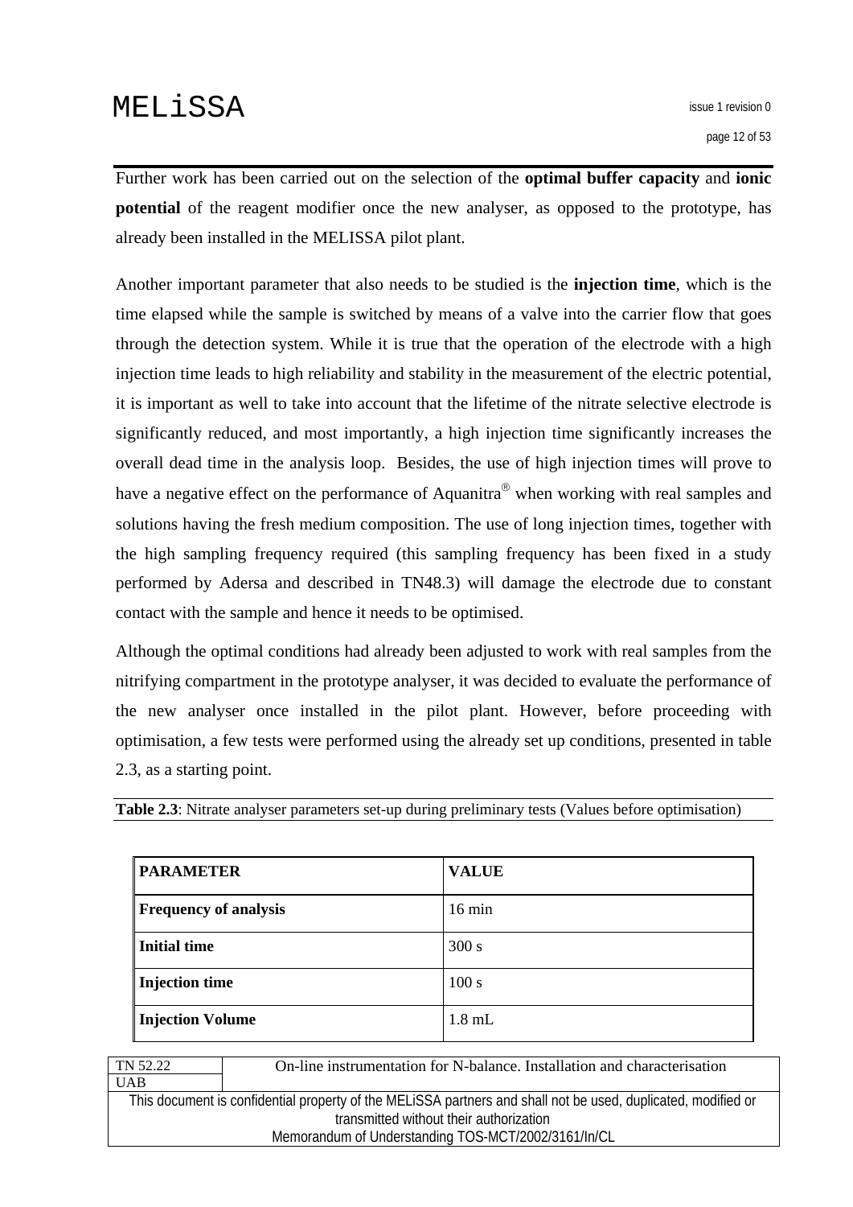Further work has been carried out on the selection of the **optimal buffer capacity** and **ionic potential** of the reagent modifier once the new analyser, as opposed to the prototype, has already been installed in the MELISSA pilot plant.

Another important parameter that also needs to be studied is the **injection time**, which is the time elapsed while the sample is switched by means of a valve into the carrier flow that goes through the detection system. While it is true that the operation of the electrode with a high injection time leads to high reliability and stability in the measurement of the electric potential, it is important as well to take into account that the lifetime of the nitrate selective electrode is significantly reduced, and most importantly, a high injection time significantly increases the overall dead time in the analysis loop. Besides, the use of high injection times will prove to have a negative effect on the performance of Aquanitra® when working with real samples and solutions having the fresh medium composition. The use of long injection times, together with the high sampling frequency required (this sampling frequency has been fixed in a study performed by Adersa and described in TN48.3) will damage the electrode due to constant contact with the sample and hence it needs to be optimised.

Although the optimal conditions had already been adjusted to work with real samples from the nitrifying compartment in the prototype analyser, it was decided to evaluate the performance of the new analyser once installed in the pilot plant. However, before proceeding with optimisation, a few tests were performed using the already set up conditions, presented in table 2.3, as a starting point.

**Table 2.3**: Nitrate analyser parameters set-up during preliminary tests (Values before optimisation)

| PARAMETER | VALUE |
|---|---|
| **Frequency of analysis** | 16 min |
| **Initial time** | 300 s |
| **Injection time** | 100 s |
| **Injection Volume** | 1.8 mL |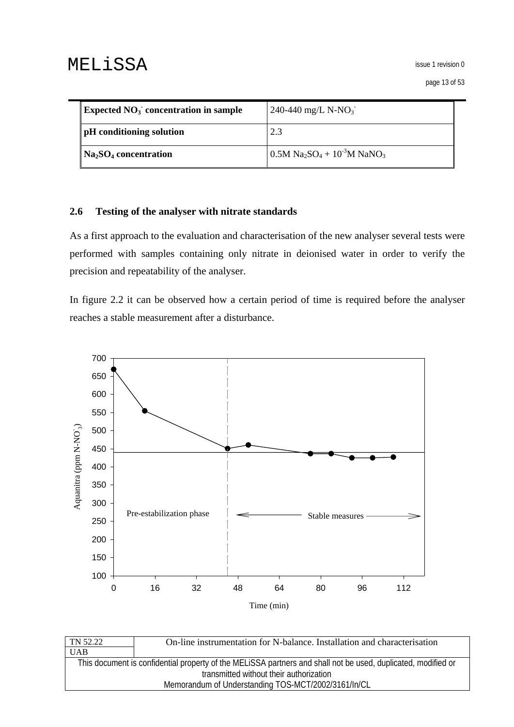| Expected $NO_3^-$ concentration in sample | 240-440 mg/L N-$NO_3^-$ |
|---|---|
| **pH conditioning solution** | 2.3 |
| **$Na_2SO_4$ concentration** | 0.5M $Na_2SO_4$ + $10^{-3}$M $NaNO_3$ |

### 2.6 Testing of the analyser with nitrate standards

As a first approach to the evaluation and characterisation of the new analyser several tests were performed with samples containing only nitrate in deionised water in order to verify the precision and repeatability of the analyser.

In figure 2.2 it can be observed how a certain period of time is required before the analyser reaches a stable measurement after a disturbance.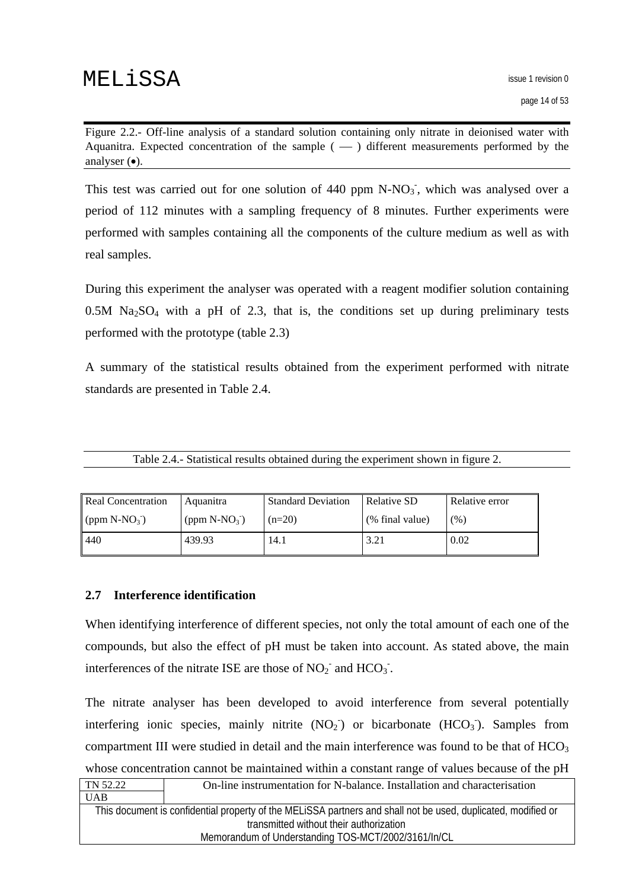Figure 2.2.- Off-line analysis of a standard solution containing only nitrate in deionised water with Aquanitra. Expected concentration of the sample ( — ) different measurements performed by the analyser (•).

This test was carried out for one solution of 440 ppm N-$NO_3^-$, which was analysed over a period of 112 minutes with a sampling frequency of 8 minutes. Further experiments were performed with samples containing all the components of the culture medium as well as with real samples.

During this experiment the analyser was operated with a reagent modifier solution containing 0.5M $Na_2SO_4$ with a pH of 2.3, that is, the conditions set up during preliminary tests performed with the prototype (table 2.3)

A summary of the statistical results obtained from the experiment performed with nitrate standards are presented in Table 2.4.

Table 2.4.- Statistical results obtained during the experiment shown in figure 2.

| Real Concentration (ppm N-$NO_3^-$) | Aquanitra (ppm N-$NO_3^-$) | Standard Deviation (n=20) | Relative SD (% final value) | Relative error (%) |
|---|---|---|---|---|
| 440 | 439.93 | 14.1 | 3.21 | 0.02 |

## 2.7 Interference identification

When identifying interference of different species, not only the total amount of each one of the compounds, but also the effect of pH must be taken into account. As stated above, the main interferences of the nitrate ISE are those of $NO_2^-$ and $HCO_3^-$.

The nitrate analyser has been developed to avoid interference from several potentially interfering ionic species, mainly nitrite ($NO_2^-$) or bicarbonate ($HCO_3^-$). Samples from compartment III were studied in detail and the main interference was found to be that of $HCO_3$ whose concentration cannot be maintained within a constant range of values because of the pH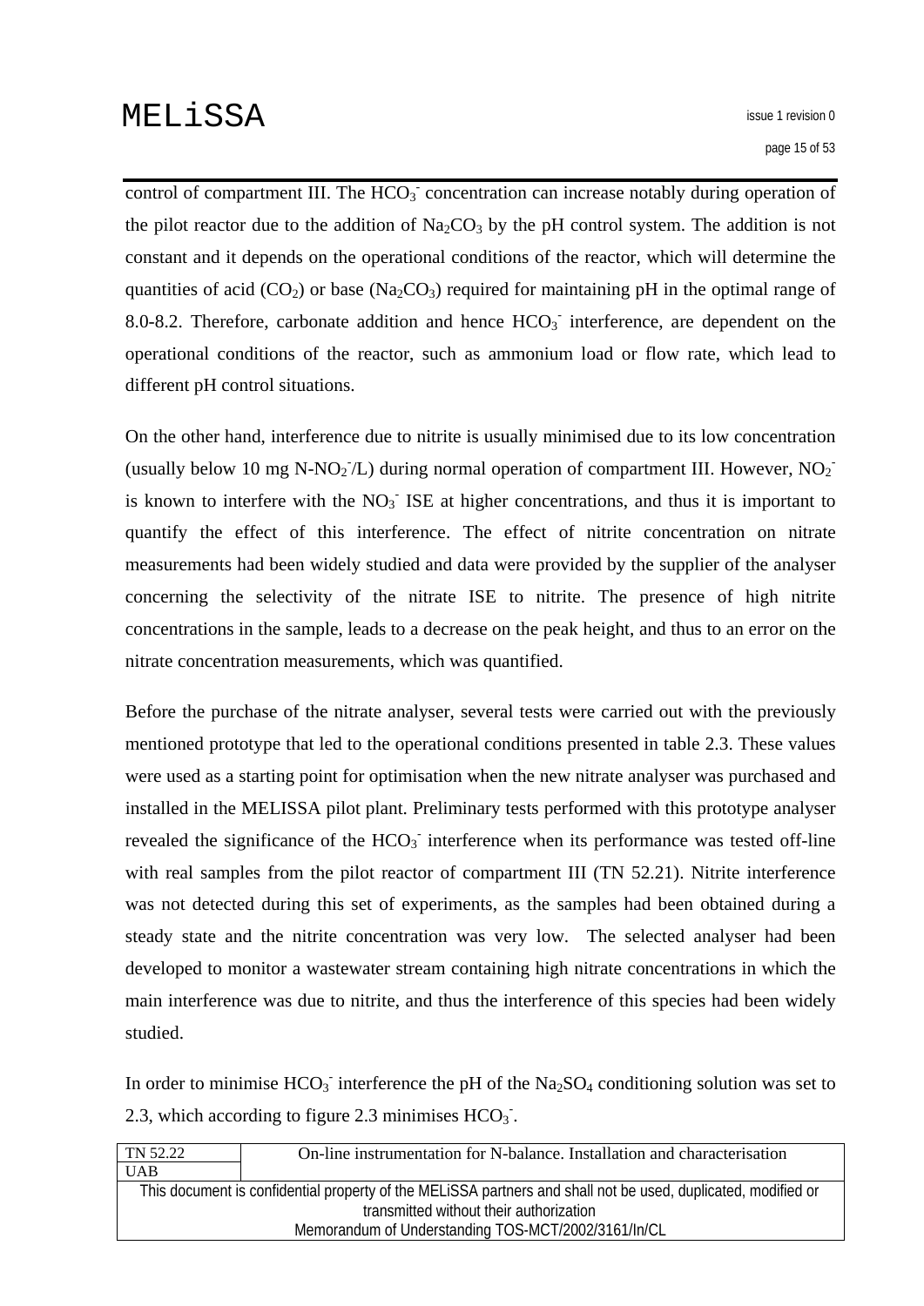control of compartment III. The $HCO_3^-$ concentration can increase notably during operation of the pilot reactor due to the addition of $Na_2CO_3$ by the pH control system. The addition is not constant and it depends on the operational conditions of the reactor, which will determine the quantities of acid ($CO_2$) or base ($Na_2CO_3$) required for maintaining pH in the optimal range of 8.0-8.2. Therefore, carbonate addition and hence $HCO_3^-$ interference, are dependent on the operational conditions of the reactor, such as ammonium load or flow rate, which lead to different pH control situations.

On the other hand, interference due to nitrite is usually minimised due to its low concentration (usually below 10 mg $N\text{-}NO_2^-$/L) during normal operation of compartment III. However, $NO_2^-$ is known to interfere with the $NO_3^-$ ISE at higher concentrations, and thus it is important to quantify the effect of this interference. The effect of nitrite concentration on nitrate measurements had been widely studied and data were provided by the supplier of the analyser concerning the selectivity of the nitrate ISE to nitrite. The presence of high nitrite concentrations in the sample, leads to a decrease on the peak height, and thus to an error on the nitrate concentration measurements, which was quantified.

Before the purchase of the nitrate analyser, several tests were carried out with the previously mentioned prototype that led to the operational conditions presented in table 2.3. These values were used as a starting point for optimisation when the new nitrate analyser was purchased and installed in the MELISSA pilot plant. Preliminary tests performed with this prototype analyser revealed the significance of the $HCO_3^-$ interference when its performance was tested off-line with real samples from the pilot reactor of compartment III (TN 52.21). Nitrite interference was not detected during this set of experiments, as the samples had been obtained during a steady state and the nitrite concentration was very low. The selected analyser had been developed to monitor a wastewater stream containing high nitrate concentrations in which the main interference was due to nitrite, and thus the interference of this species had been widely studied.

In order to minimise $HCO_3^-$ interference the pH of the $Na_2SO_4$ conditioning solution was set to 2.3, which according to figure 2.3 minimises $HCO_3^-$.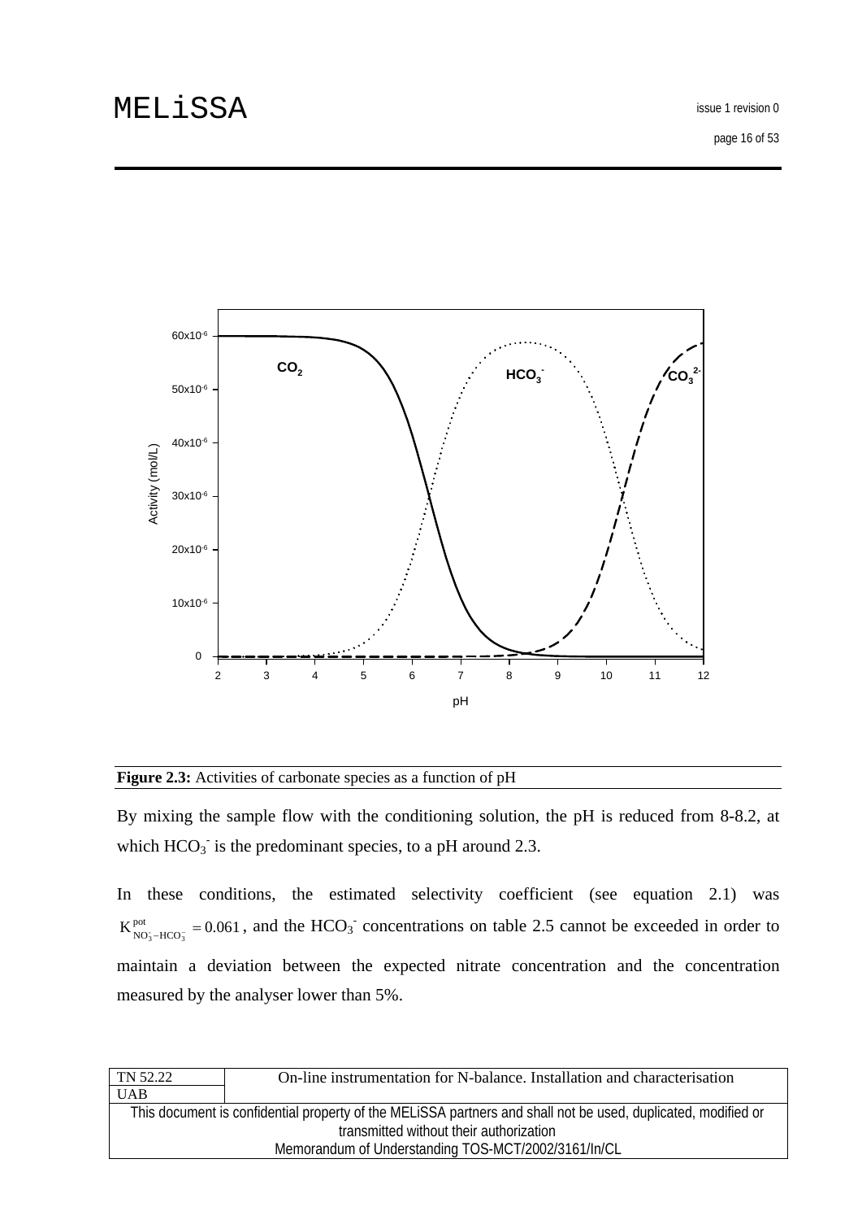**Figure 2.3:** Activities of carbonate species as a function of pH

By mixing the sample flow with the conditioning solution, the pH is reduced from 8-8.2, at which $HCO_3^-$ is the predominant species, to a pH around 2.3.

In these conditions, the estimated selectivity coefficient (see equation 2.1) was $K^{pot}_{NO_3^- - HCO_3^-} = 0.061$, and the $HCO_3^-$ concentrations on table 2.5 cannot be exceeded in order to maintain a deviation between the expected nitrate concentration and the concentration measured by the analyser lower than 5%.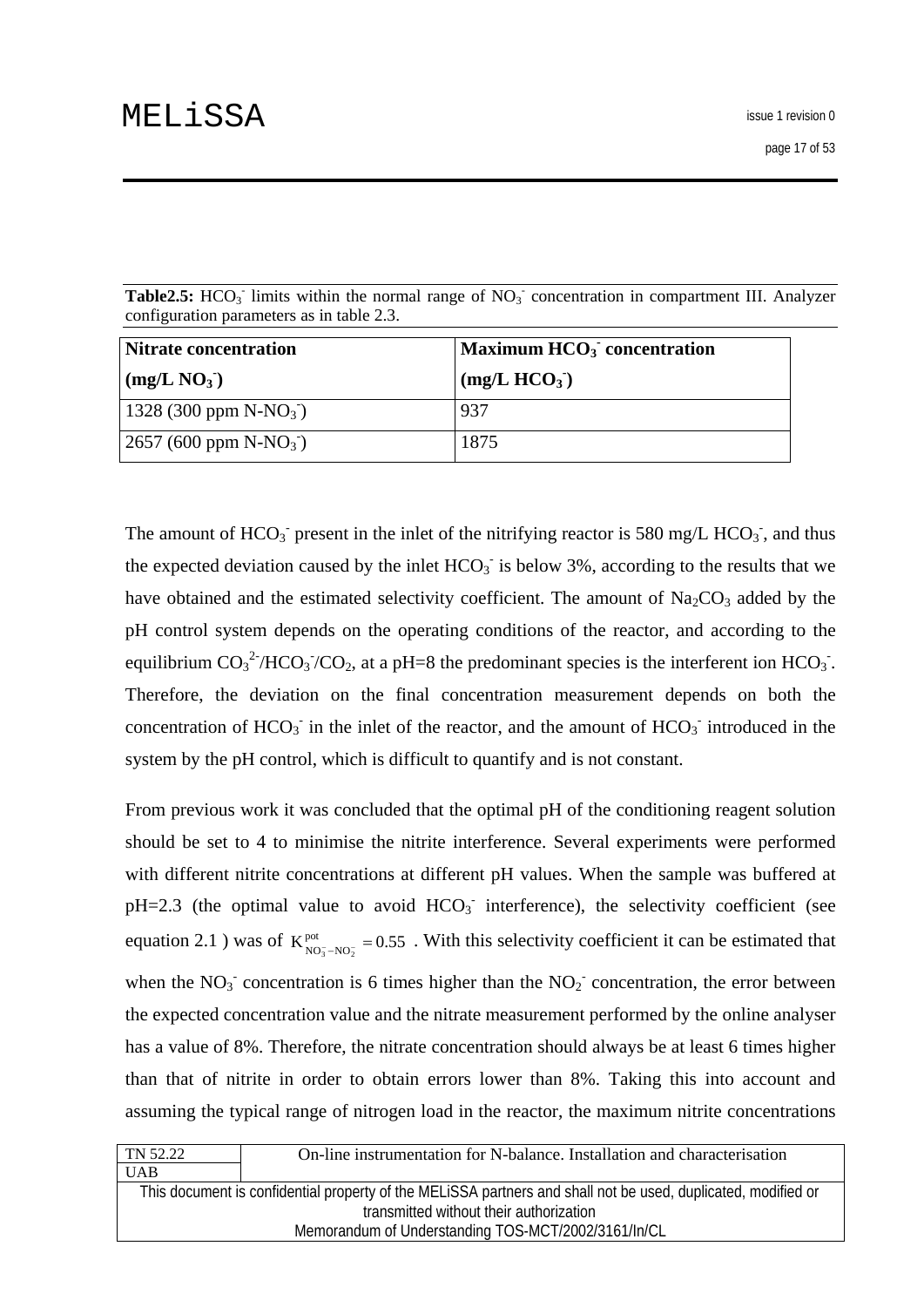**Table2.5:** $HCO_3^-$ limits within the normal range of $NO_3^-$ concentration in compartment III. Analyzer configuration parameters as in table 2.3.

| **Nitrate concentration (mg/L $NO_3^-$)** | **Maximum $HCO_3^-$ concentration (mg/L $HCO_3^-$)** |
|---|---|
| 1328 (300 ppm N-$NO_3^-$) | 937 |
| 2657 (600 ppm N-$NO_3^-$) | 1875 |

The amount of $HCO_3^-$ present in the inlet of the nitrifying reactor is 580 mg/L $HCO_3^-$, and thus the expected deviation caused by the inlet $HCO_3^-$ is below 3%, according to the results that we have obtained and the estimated selectivity coefficient. The amount of $Na_2CO_3$ added by the pH control system depends on the operating conditions of the reactor, and according to the equilibrium $CO_3^{2-}/HCO_3^-/CO_2$, at a pH=8 the predominant species is the interferent ion $HCO_3^-$. Therefore, the deviation on the final concentration measurement depends on both the concentration of $HCO_3^-$ in the inlet of the reactor, and the amount of $HCO_3^-$ introduced in the system by the pH control, which is difficult to quantify and is not constant.

From previous work it was concluded that the optimal pH of the conditioning reagent solution should be set to 4 to minimise the nitrite interference. Several experiments were performed with different nitrite concentrations at different pH values. When the sample was buffered at pH=2.3 (the optimal value to avoid $HCO_3^-$ interference), the selectivity coefficient (see equation 2.1 ) was of $K^{pot}_{NO_3^- - NO_2^-} = 0.55$ . With this selectivity coefficient it can be estimated that when the $NO_3^-$ concentration is 6 times higher than the $NO_2^-$ concentration, the error between the expected concentration value and the nitrate measurement performed by the online analyser has a value of 8%. Therefore, the nitrate concentration should always be at least 6 times higher than that of nitrite in order to obtain errors lower than 8%. Taking this into account and assuming the typical range of nitrogen load in the reactor, the maximum nitrite concentrations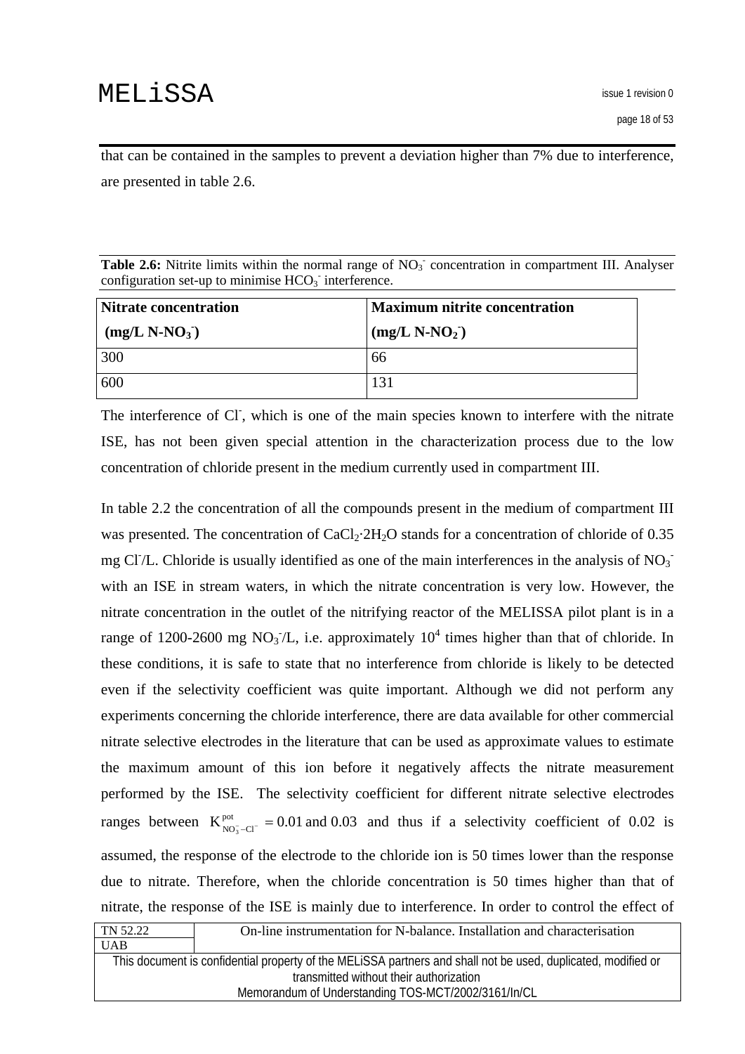that can be contained in the samples to prevent a deviation higher than 7% due to interference, are presented in table 2.6.

**Table 2.6:** Nitrite limits within the normal range of $NO_3^-$ concentration in compartment III. Analyser configuration set-up to minimise $HCO_3^-$ interference.

| **Nitrate concentration (mg/L N-$NO_3^-$)** | **Maximum nitrite concentration (mg/L N-$NO_2^-$)** |
|---|---|
| 300 | 66 |
| 600 | 131 |

The interference of $Cl^-$, which is one of the main species known to interfere with the nitrate ISE, has not been given special attention in the characterization process due to the low concentration of chloride present in the medium currently used in compartment III.

In table 2.2 the concentration of all the compounds present in the medium of compartment III was presented. The concentration of $CaCl_2 \cdot 2H_2O$ stands for a concentration of chloride of 0.35 mg $Cl^-$/L. Chloride is usually identified as one of the main interferences in the analysis of $NO_3^-$ with an ISE in stream waters, in which the nitrate concentration is very low. However, the nitrate concentration in the outlet of the nitrifying reactor of the MELISSA pilot plant is in a range of 1200-2600 mg $NO_3^-$/L, i.e. approximately $10^4$ times higher than that of chloride. In these conditions, it is safe to state that no interference from chloride is likely to be detected even if the selectivity coefficient was quite important. Although we did not perform any experiments concerning the chloride interference, there are data available for other commercial nitrate selective electrodes in the literature that can be used as approximate values to estimate the maximum amount of this ion before it negatively affects the nitrate measurement performed by the ISE. The selectivity coefficient for different nitrate selective electrodes ranges between $K^{pot}_{NO_3^- - Cl^-} = 0.01$ and $0.03$ and thus if a selectivity coefficient of 0.02 is assumed, the response of the electrode to the chloride ion is 50 times lower than the response due to nitrate. Therefore, when the chloride concentration is 50 times higher than that of nitrate, the response of the ISE is mainly due to interference. In order to control the effect of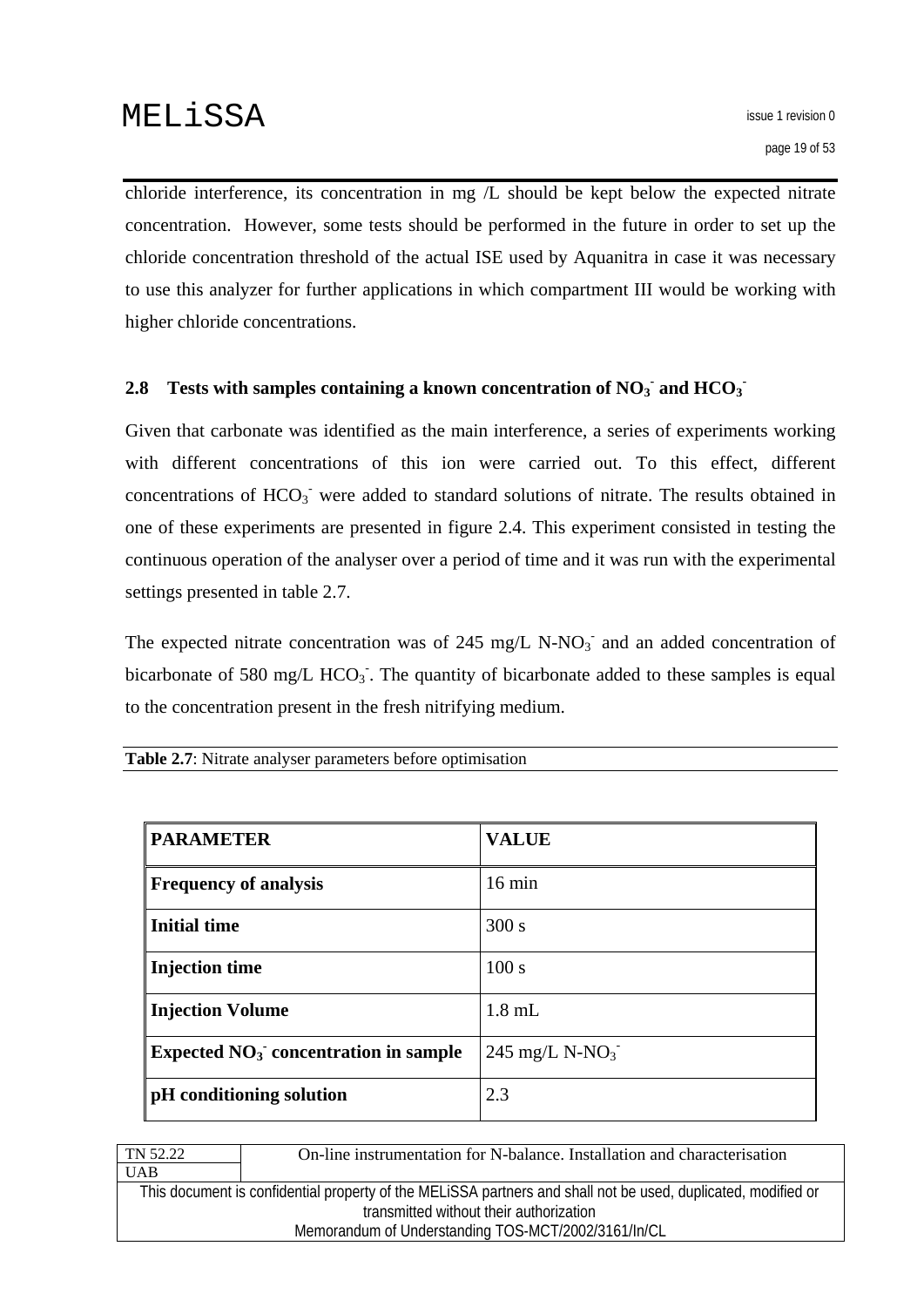chloride interference, its concentration in mg /L should be kept below the expected nitrate concentration. However, some tests should be performed in the future in order to set up the chloride concentration threshold of the actual ISE used by Aquanitra in case it was necessary to use this analyzer for further applications in which compartment III would be working with higher chloride concentrations.

### 2.8 Tests with samples containing a known concentration of $NO_3^-$ and $HCO_3^-$

Given that carbonate was identified as the main interference, a series of experiments working with different concentrations of this ion were carried out. To this effect, different concentrations of $HCO_3^-$ were added to standard solutions of nitrate. The results obtained in one of these experiments are presented in figure 2.4. This experiment consisted in testing the continuous operation of the analyser over a period of time and it was run with the experimental settings presented in table 2.7.

The expected nitrate concentration was of 245 mg/L N-$NO_3^-$ and an added concentration of bicarbonate of 580 mg/L $HCO_3^-$. The quantity of bicarbonate added to these samples is equal to the concentration present in the fresh nitrifying medium.

**Table 2.7**: Nitrate analyser parameters before optimisation

| PARAMETER | VALUE |
|---|---|
| **Frequency of analysis** | 16 min |
| **Initial time** | 300 s |
| **Injection time** | 100 s |
| **Injection Volume** | 1.8 mL |
| **Expected $NO_3^-$ concentration in sample** | 245 mg/L N-$NO_3^-$ |
| **pH conditioning solution** | 2.3 |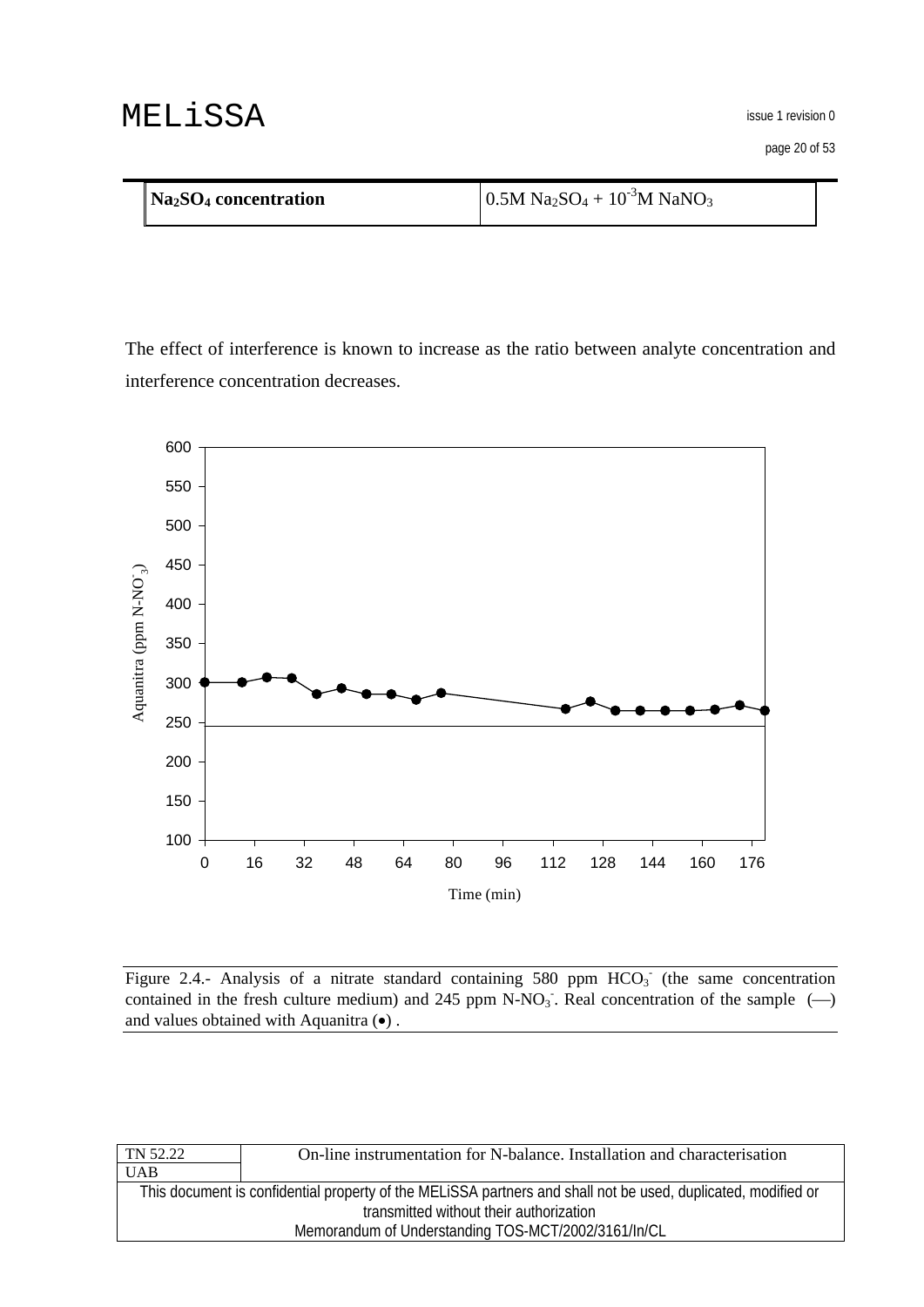| **$Na_2SO_4$ concentration** | $0.5M\ Na_2SO_4 + 10^{-3}M\ NaNO_3$ |
|---|---|

The effect of interference is known to increase as the ratio between analyte concentration and interference concentration decreases.

Figure 2.4.- Analysis of a nitrate standard containing 580 ppm $HCO_3^-$ (the same concentration contained in the fresh culture medium) and 245 ppm $N\text{-}NO_3^-$. Real concentration of the sample (—) and values obtained with Aquanitra (•) .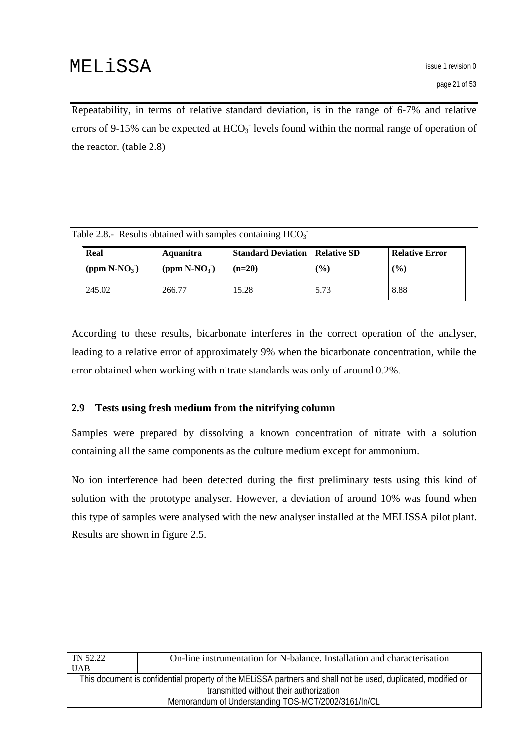Repeatability, in terms of relative standard deviation, is in the range of 6-7% and relative errors of 9-15% can be expected at $HCO_3^-$ levels found within the normal range of operation of the reactor. (table 2.8)

Table 2.8.- Results obtained with samples containing $HCO_3^-$

| **Real (ppm N-$NO_3^-$)** | **Aquanitra (ppm N-$NO_3^-$)** | **Standard Deviation (n=20)** | **Relative SD (%)** | **Relative Error (%)** |
|---|---|---|---|---|
| 245.02 | 266.77 | 15.28 | 5.73 | 8.88 |

According to these results, bicarbonate interferes in the correct operation of the analyser, leading to a relative error of approximately 9% when the bicarbonate concentration, while the error obtained when working with nitrate standards was only of around 0.2%.

## 2.9 Tests using fresh medium from the nitrifying column

Samples were prepared by dissolving a known concentration of nitrate with a solution containing all the same components as the culture medium except for ammonium.

No ion interference had been detected during the first preliminary tests using this kind of solution with the prototype analyser. However, a deviation of around 10% was found when this type of samples were analysed with the new analyser installed at the MELISSA pilot plant. Results are shown in figure 2.5.

| TN 52.22 | On-line instrumentation for N-balance. Installation and characterisation |
|---|---|
| UAB | |

This document is confidential property of the MELiSSA partners and shall not be used, duplicated, modified or transmitted without their authorization
Memorandum of Understanding TOS-MCT/2002/3161/In/CL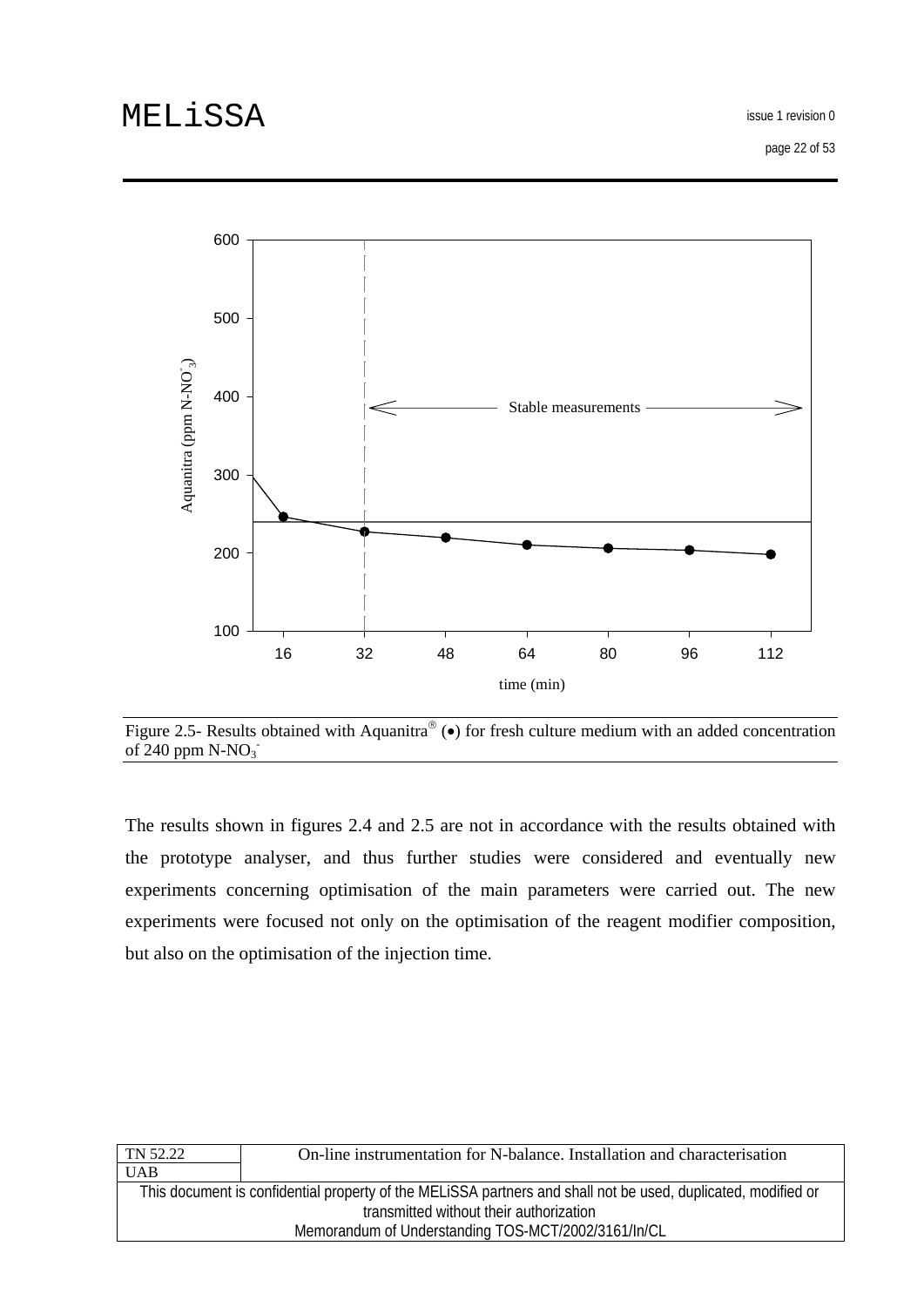Figure 2.5- Results obtained with Aquanitra® (●) for fresh culture medium with an added concentration of 240 ppm N-$NO_3^-$

The results shown in figures 2.4 and 2.5 are not in accordance with the results obtained with the prototype analyser, and thus further studies were considered and eventually new experiments concerning optimisation of the main parameters were carried out. The new experiments were focused not only on the optimisation of the reagent modifier composition, but also on the optimisation of the injection time.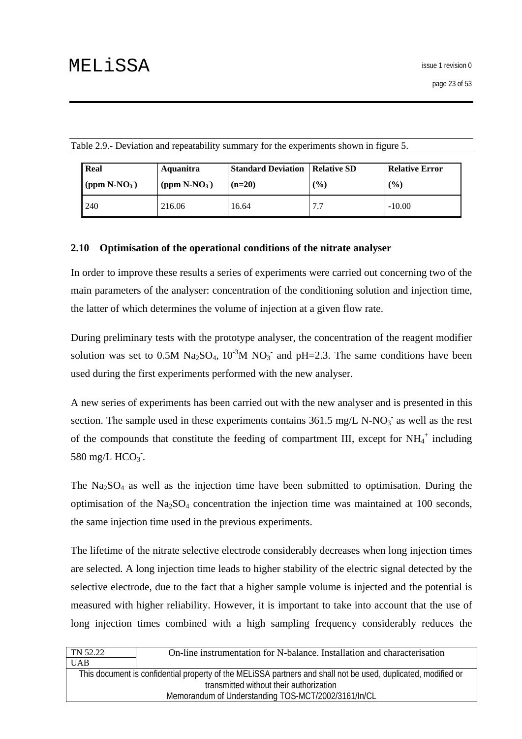Table 2.9.- Deviation and repeatability summary for the experiments shown in figure 5.

| **Real (ppm N-$NO_3^-$)** | **Aquanitra (ppm N-$NO_3^-$)** | **Standard Deviation (n=20)** | **Relative SD (%)** | **Relative Error (%)** |
|---|---|---|---|---|
| 240 | 216.06 | 16.64 | 7.7 | -10.00 |

## 2.10 Optimisation of the operational conditions of the nitrate analyser

In order to improve these results a series of experiments were carried out concerning two of the main parameters of the analyser: concentration of the conditioning solution and injection time, the latter of which determines the volume of injection at a given flow rate.

During preliminary tests with the prototype analyser, the concentration of the reagent modifier solution was set to 0.5M $Na_2SO_4$, $10^{-3}$M $NO_3^-$ and pH=2.3. The same conditions have been used during the first experiments performed with the new analyser.

A new series of experiments has been carried out with the new analyser and is presented in this section. The sample used in these experiments contains 361.5 mg/L N-$NO_3^-$ as well as the rest of the compounds that constitute the feeding of compartment III, except for $NH_4^+$ including 580 mg/L $HCO_3^-$.

The $Na_2SO_4$ as well as the injection time have been submitted to optimisation. During the optimisation of the $Na_2SO_4$ concentration the injection time was maintained at 100 seconds, the same injection time used in the previous experiments.

The lifetime of the nitrate selective electrode considerably decreases when long injection times are selected. A long injection time leads to higher stability of the electric signal detected by the selective electrode, due to the fact that a higher sample volume is injected and the potential is measured with higher reliability. However, it is important to take into account that the use of long injection times combined with a high sampling frequency considerably reduces the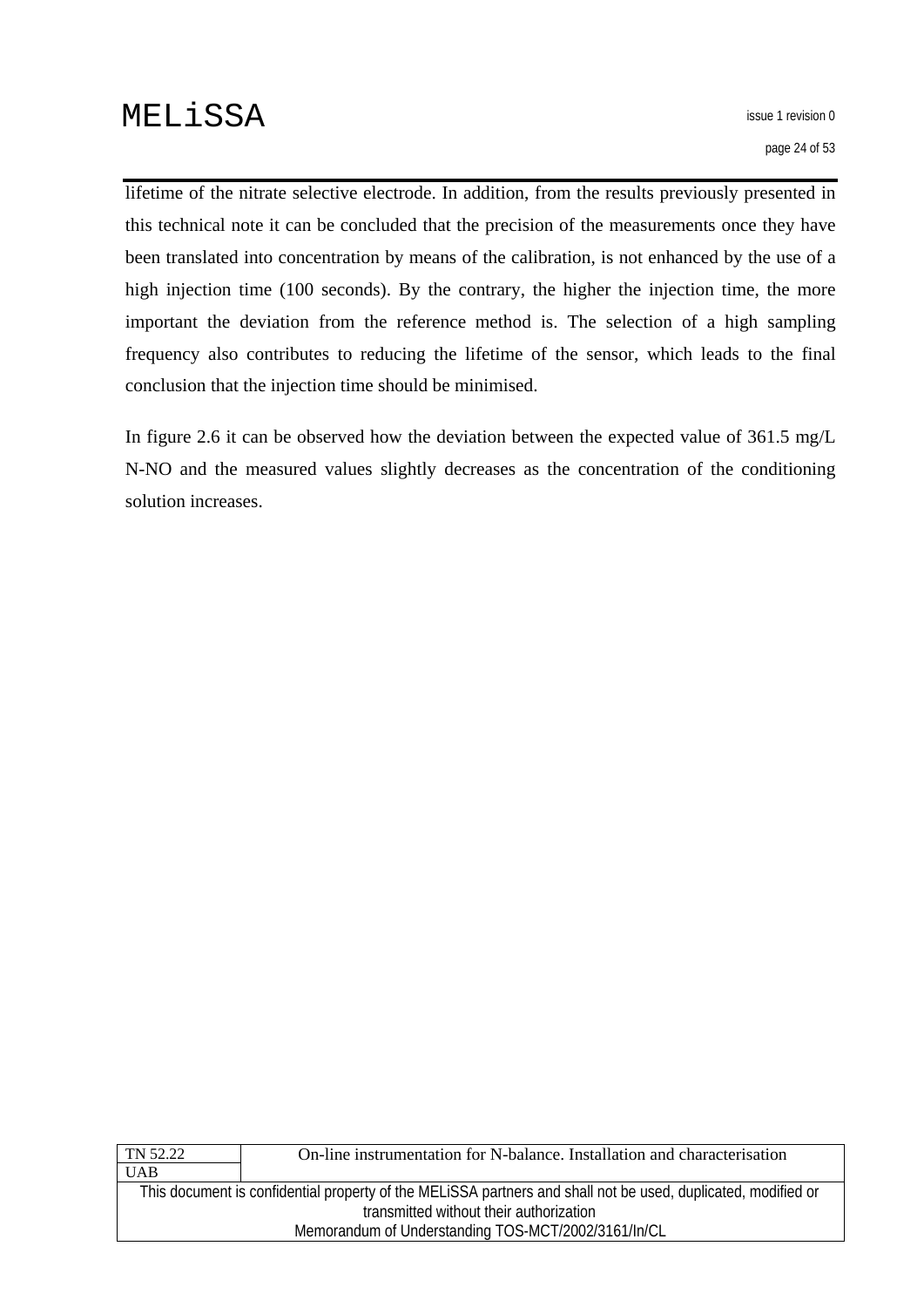lifetime of the nitrate selective electrode. In addition, from the results previously presented in this technical note it can be concluded that the precision of the measurements once they have been translated into concentration by means of the calibration, is not enhanced by the use of a high injection time (100 seconds). By the contrary, the higher the injection time, the more important the deviation from the reference method is. The selection of a high sampling frequency also contributes to reducing the lifetime of the sensor, which leads to the final conclusion that the injection time should be minimised.

In figure 2.6 it can be observed how the deviation between the expected value of 361.5 mg/L N-NO and the measured values slightly decreases as the concentration of the conditioning solution increases.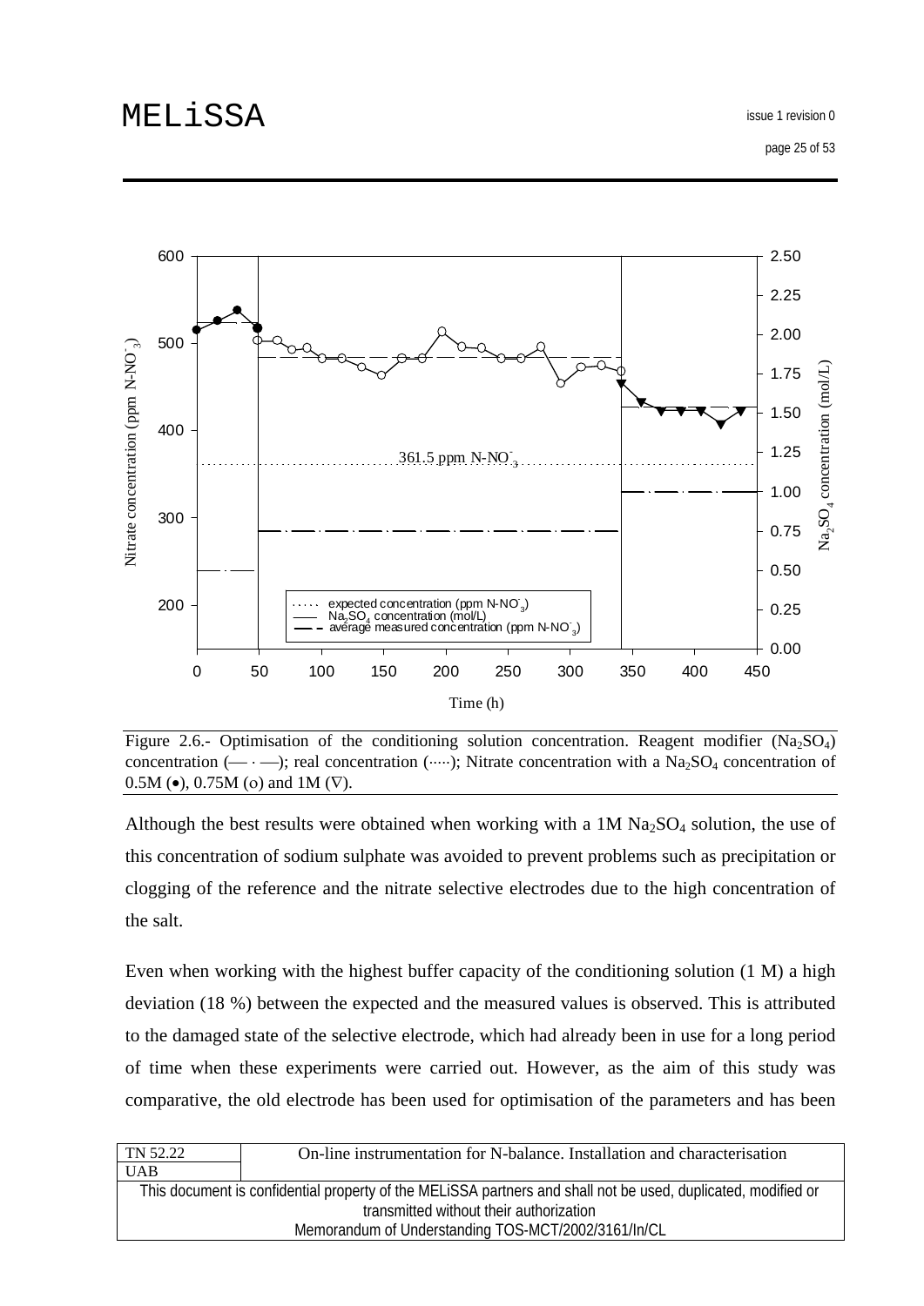Figure 2.6.- Optimisation of the conditioning solution concentration. Reagent modifier ($Na_2SO_4$) concentration (— · —); real concentration (·····); Nitrate concentration with a $Na_2SO_4$ concentration of 0.5M (•), 0.75M (o) and 1M (∇).

Although the best results were obtained when working with a 1M $Na_2SO_4$ solution, the use of this concentration of sodium sulphate was avoided to prevent problems such as precipitation or clogging of the reference and the nitrate selective electrodes due to the high concentration of the salt.

Even when working with the highest buffer capacity of the conditioning solution (1 M) a high deviation (18 %) between the expected and the measured values is observed. This is attributed to the damaged state of the selective electrode, which had already been in use for a long period of time when these experiments were carried out. However, as the aim of this study was comparative, the old electrode has been used for optimisation of the parameters and has been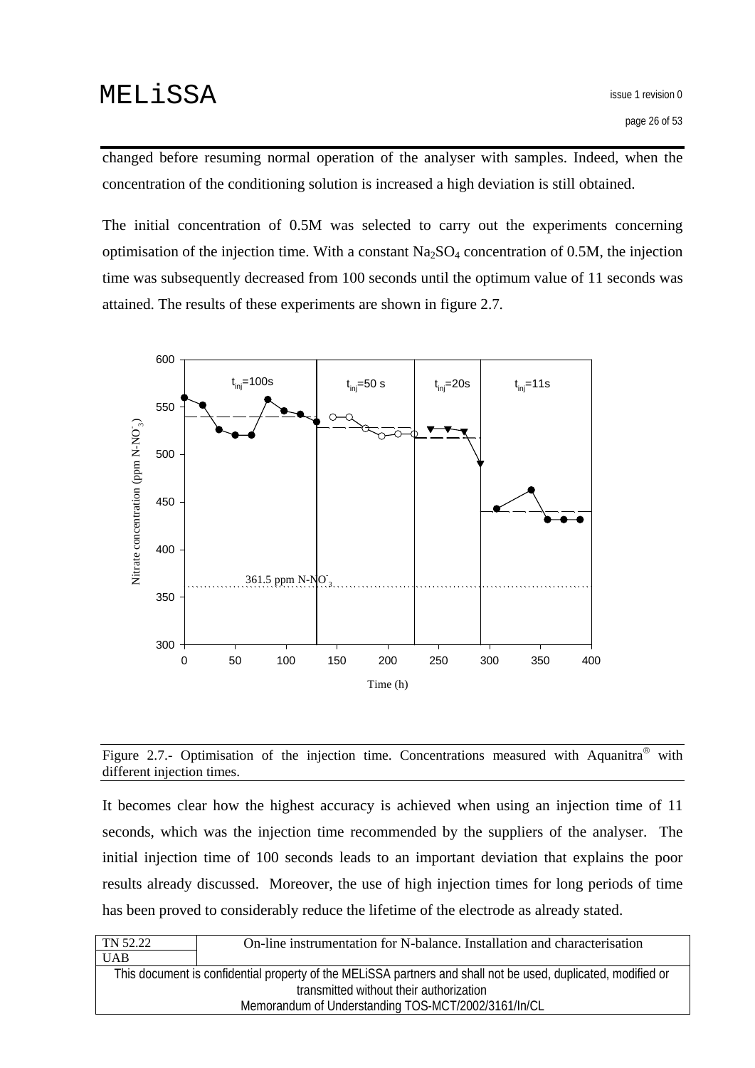changed before resuming normal operation of the analyser with samples. Indeed, when the concentration of the conditioning solution is increased a high deviation is still obtained.

The initial concentration of 0.5M was selected to carry out the experiments concerning optimisation of the injection time. With a constant $Na_2SO_4$ concentration of 0.5M, the injection time was subsequently decreased from 100 seconds until the optimum value of 11 seconds was attained. The results of these experiments are shown in figure 2.7.

Figure 2.7.- Optimisation of the injection time. Concentrations measured with Aquanitra® with different injection times.

It becomes clear how the highest accuracy is achieved when using an injection time of 11 seconds, which was the injection time recommended by the suppliers of the analyser. The initial injection time of 100 seconds leads to an important deviation that explains the poor results already discussed. Moreover, the use of high injection times for long periods of time has been proved to considerably reduce the lifetime of the electrode as already stated.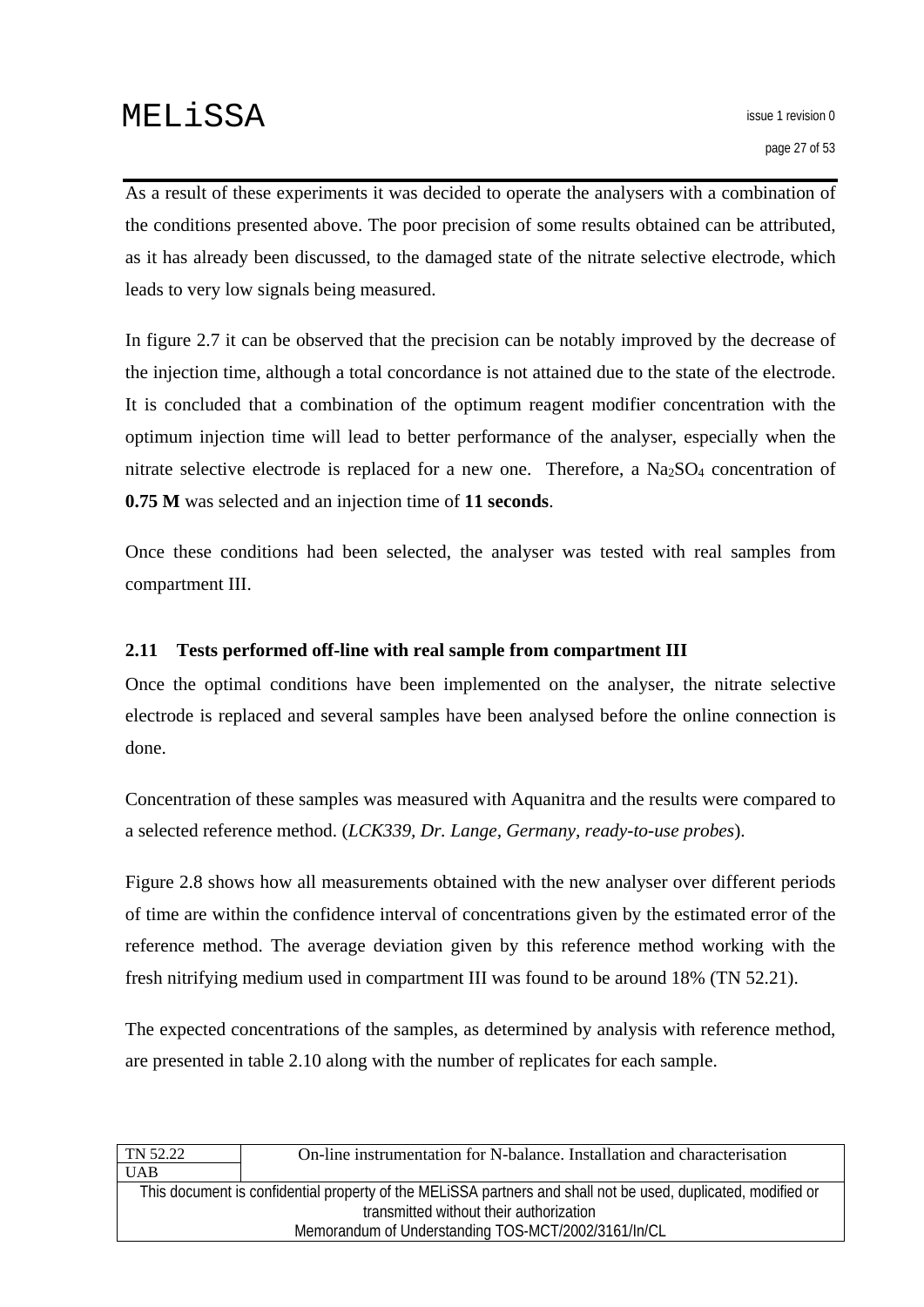As a result of these experiments it was decided to operate the analysers with a combination of the conditions presented above. The poor precision of some results obtained can be attributed, as it has already been discussed, to the damaged state of the nitrate selective electrode, which leads to very low signals being measured.

In figure 2.7 it can be observed that the precision can be notably improved by the decrease of the injection time, although a total concordance is not attained due to the state of the electrode. It is concluded that a combination of the optimum reagent modifier concentration with the optimum injection time will lead to better performance of the analyser, especially when the nitrate selective electrode is replaced for a new one. Therefore, a $Na_2SO_4$ concentration of **0.75 M** was selected and an injection time of **11 seconds**.

Once these conditions had been selected, the analyser was tested with real samples from compartment III.

### 2.11 Tests performed off-line with real sample from compartment III

Once the optimal conditions have been implemented on the analyser, the nitrate selective electrode is replaced and several samples have been analysed before the online connection is done.

Concentration of these samples was measured with Aquanitra and the results were compared to a selected reference method. (*LCK339, Dr. Lange, Germany, ready-to-use probes*).

Figure 2.8 shows how all measurements obtained with the new analyser over different periods of time are within the confidence interval of concentrations given by the estimated error of the reference method. The average deviation given by this reference method working with the fresh nitrifying medium used in compartment III was found to be around 18% (TN 52.21).

The expected concentrations of the samples, as determined by analysis with reference method, are presented in table 2.10 along with the number of replicates for each sample.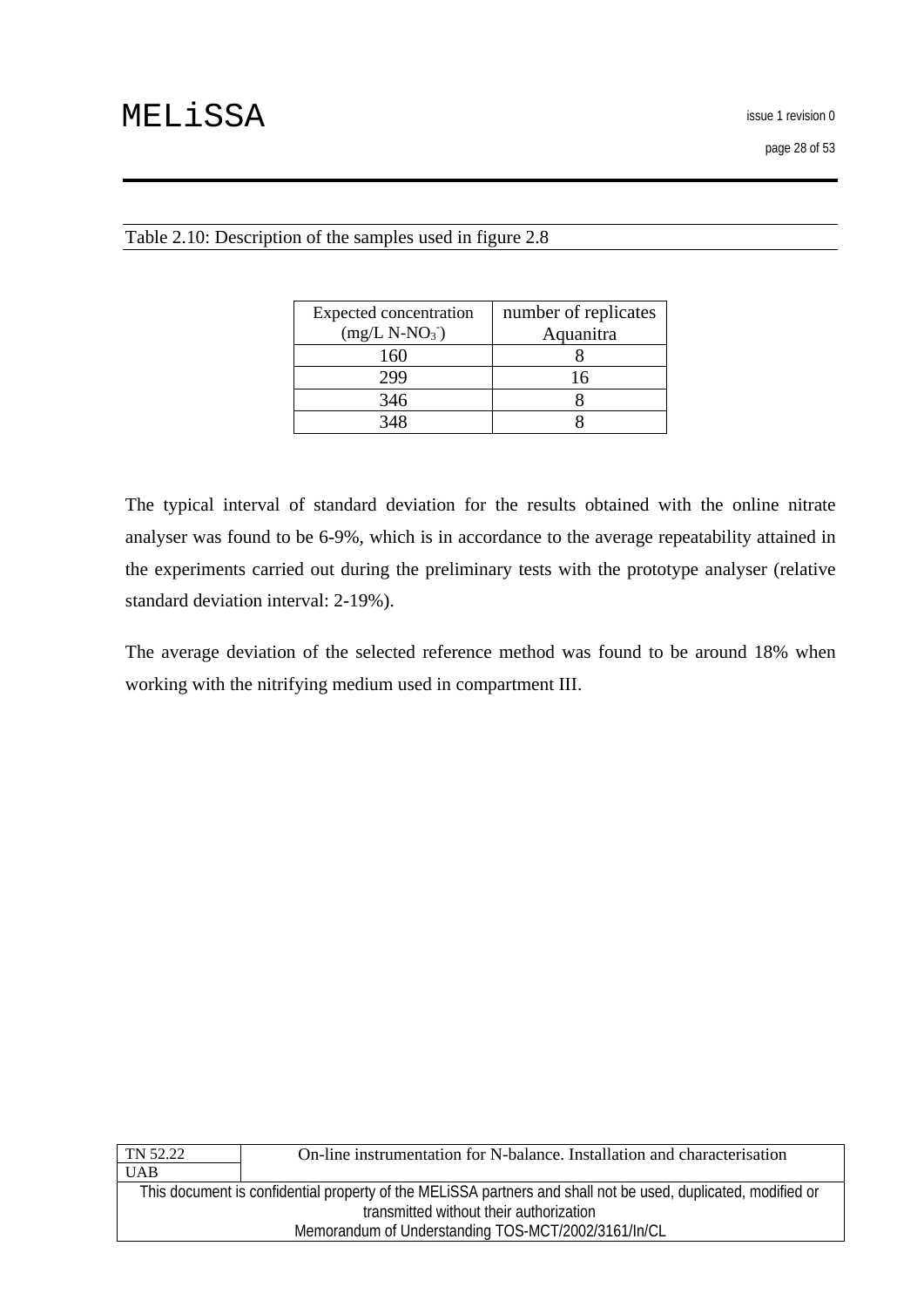Table 2.10: Description of the samples used in figure 2.8

| Expected concentration (mg/L N-$NO_3^-$) | number of replicates Aquanitra |
|---|---|
| 160 | 8 |
| 299 | 16 |
| 346 | 8 |
| 348 | 8 |

The typical interval of standard deviation for the results obtained with the online nitrate analyser was found to be 6-9%, which is in accordance to the average repeatability attained in the experiments carried out during the preliminary tests with the prototype analyser (relative standard deviation interval: 2-19%).

The average deviation of the selected reference method was found to be around 18% when working with the nitrifying medium used in compartment III.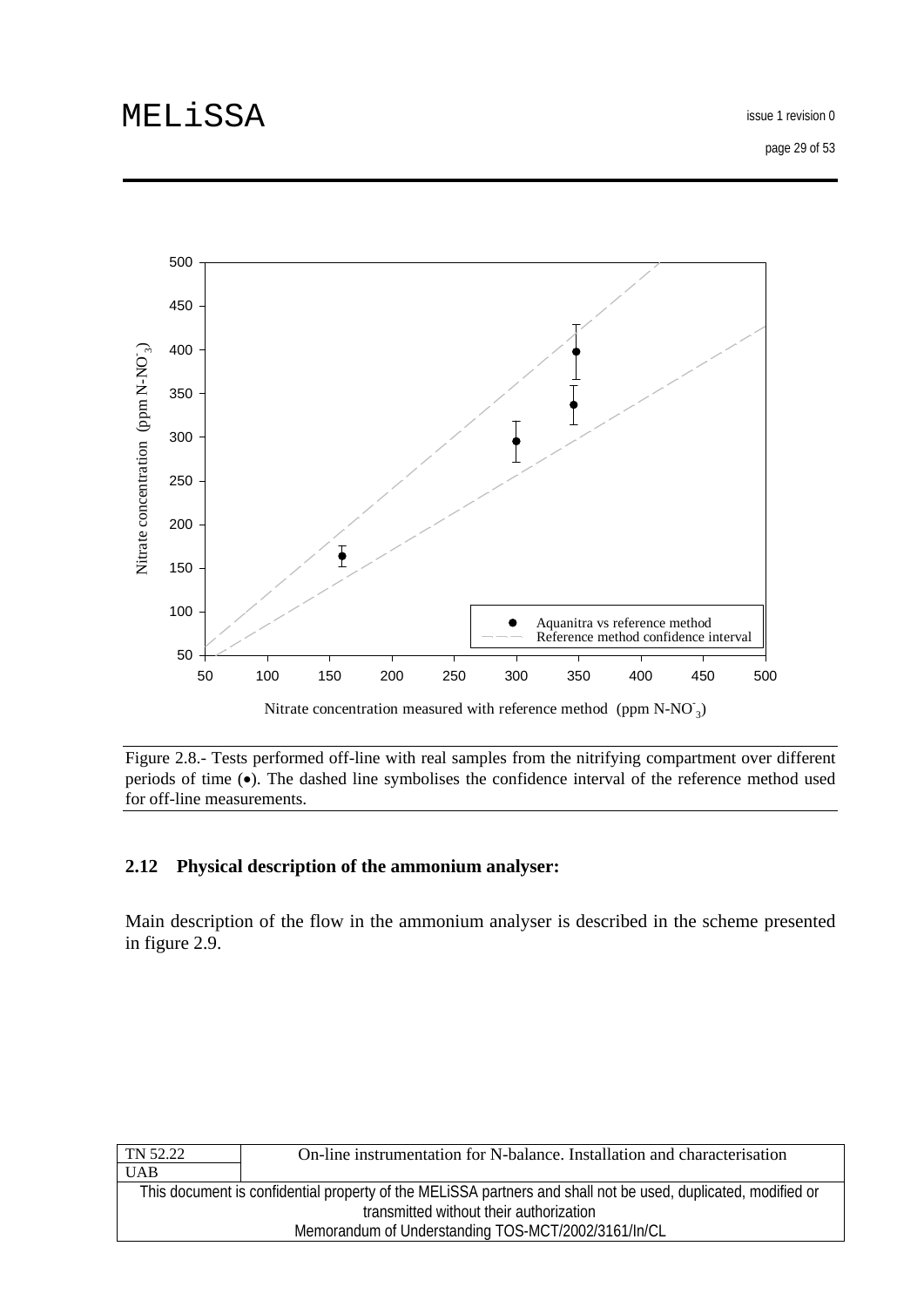Figure 2.8.- Tests performed off-line with real samples from the nitrifying compartment over different periods of time (•). The dashed line symbolises the confidence interval of the reference method used for off-line measurements.

## 2.12 Physical description of the ammonium analyser:

Main description of the flow in the ammonium analyser is described in the scheme presented in figure 2.9.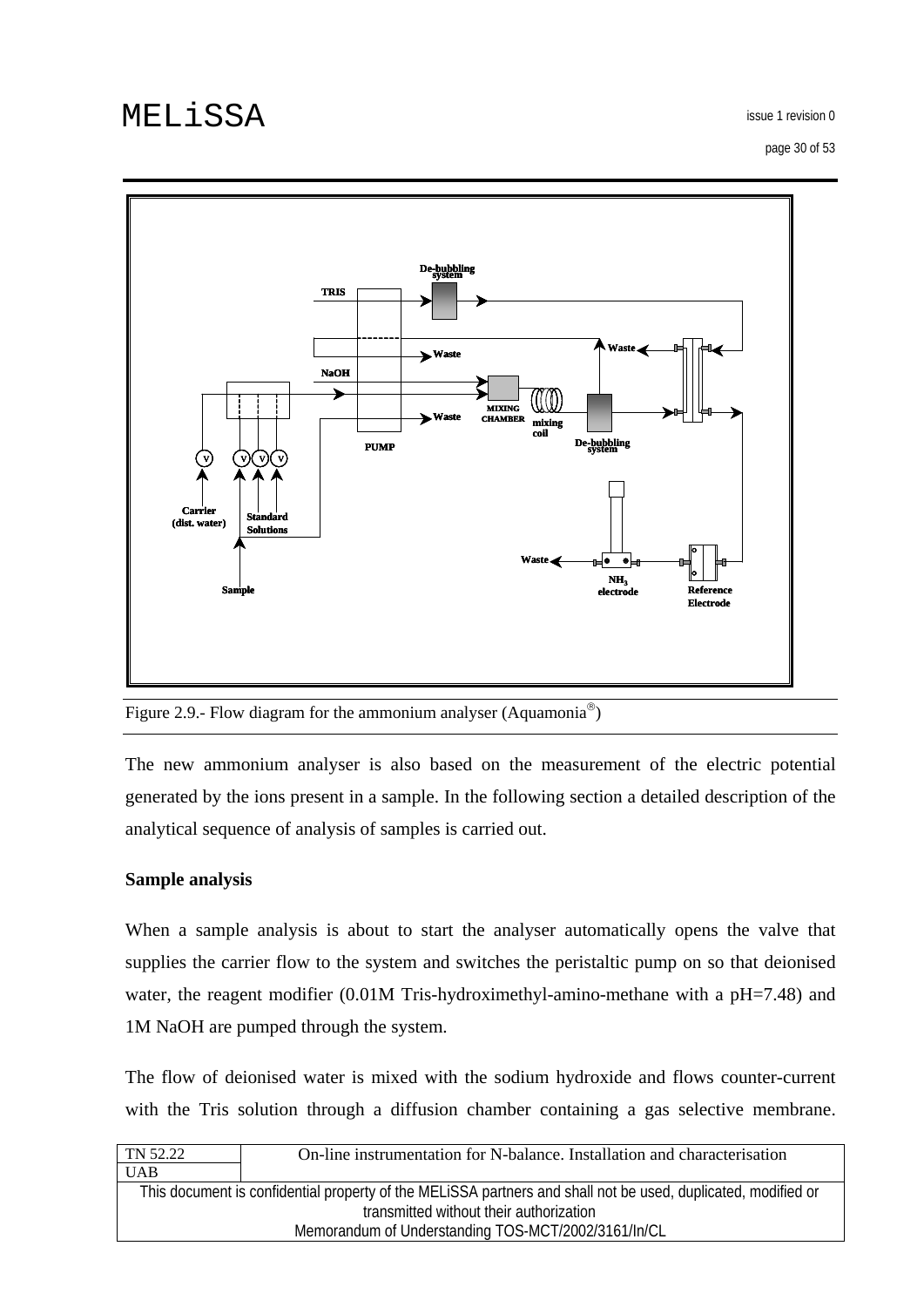Figure 2.9.- Flow diagram for the ammonium analyser (Aquamonia®)

The new ammonium analyser is also based on the measurement of the electric potential generated by the ions present in a sample. In the following section a detailed description of the analytical sequence of analysis of samples is carried out.

**Sample analysis**

When a sample analysis is about to start the analyser automatically opens the valve that supplies the carrier flow to the system and switches the peristaltic pump on so that deionised water, the reagent modifier (0.01M Tris-hydroximethyl-amino-methane with a pH=7.48) and 1M NaOH are pumped through the system.

The flow of deionised water is mixed with the sodium hydroxide and flows counter-current with the Tris solution through a diffusion chamber containing a gas selective membrane.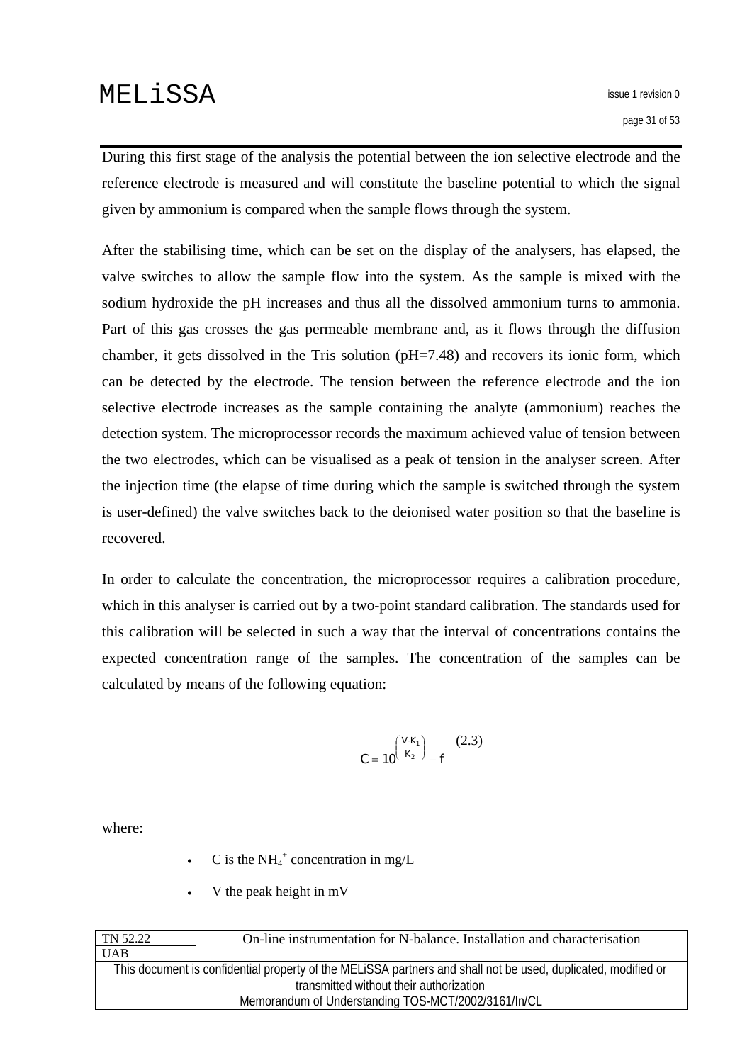During this first stage of the analysis the potential between the ion selective electrode and the reference electrode is measured and will constitute the baseline potential to which the signal given by ammonium is compared when the sample flows through the system.

After the stabilising time, which can be set on the display of the analysers, has elapsed, the valve switches to allow the sample flow into the system. As the sample is mixed with the sodium hydroxide the pH increases and thus all the dissolved ammonium turns to ammonia. Part of this gas crosses the gas permeable membrane and, as it flows through the diffusion chamber, it gets dissolved in the Tris solution (pH=7.48) and recovers its ionic form, which can be detected by the electrode. The tension between the reference electrode and the ion selective electrode increases as the sample containing the analyte (ammonium) reaches the detection system. The microprocessor records the maximum achieved value of tension between the two electrodes, which can be visualised as a peak of tension in the analyser screen. After the injection time (the elapse of time during which the sample is switched through the system is user-defined) the valve switches back to the deionised water position so that the baseline is recovered.

In order to calculate the concentration, the microprocessor requires a calibration procedure, which in this analyser is carried out by a two-point standard calibration. The standards used for this calibration will be selected in such a way that the interval of concentrations contains the expected concentration range of the samples. The concentration of the samples can be calculated by means of the following equation:

$$C = 10^{\left(\frac{V-K_1}{K_2}\right)} - f \qquad (2.3)$$

where:

- C is the $NH_4^+$ concentration in mg/L
- V the peak height in mV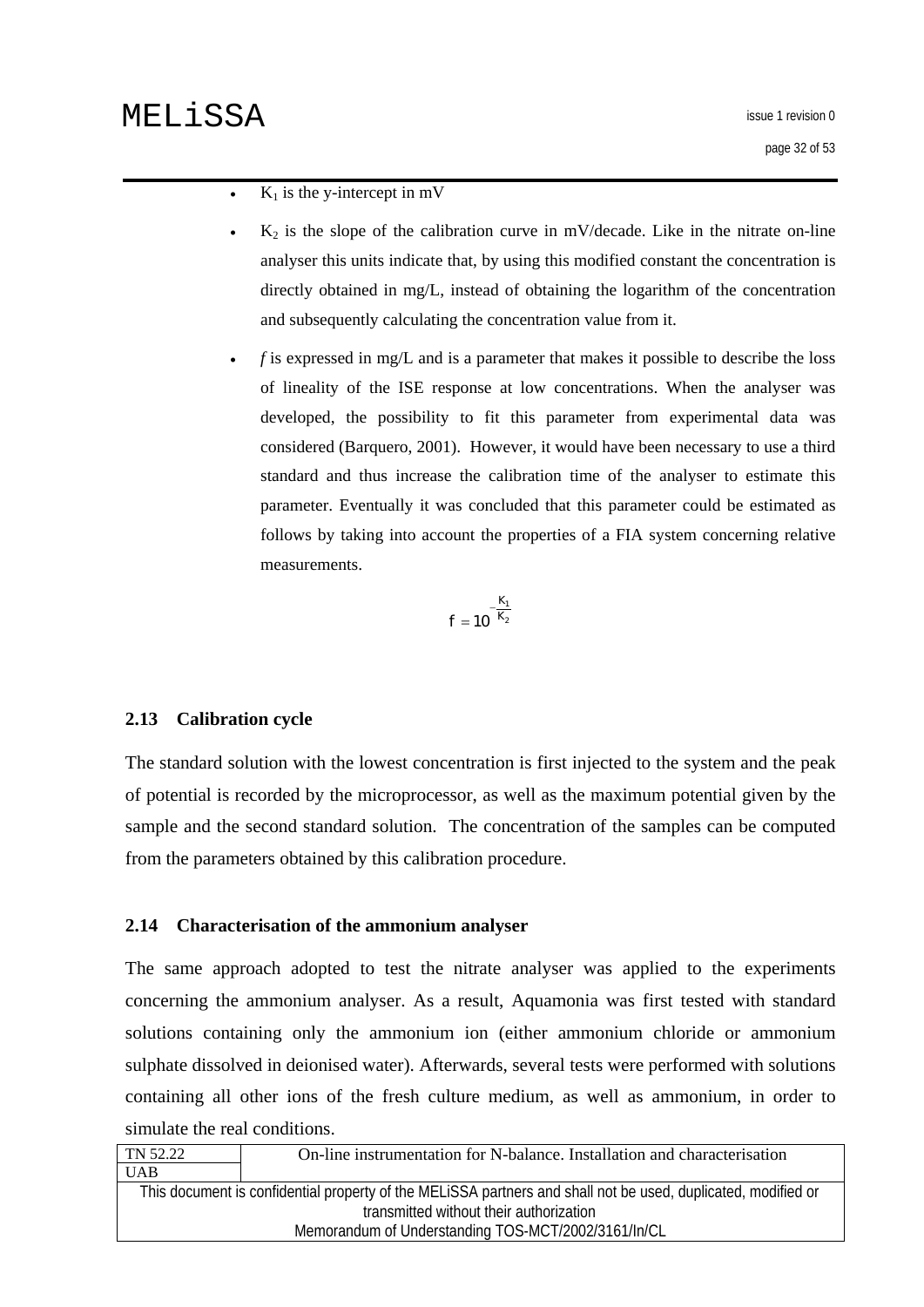- $K_1$ is the y-intercept in mV
- $K_2$ is the slope of the calibration curve in mV/decade. Like in the nitrate on-line analyser this units indicate that, by using this modified constant the concentration is directly obtained in mg/L, instead of obtaining the logarithm of the concentration and subsequently calculating the concentration value from it.
- *f* is expressed in mg/L and is a parameter that makes it possible to describe the loss of lineality of the ISE response at low concentrations. When the analyser was developed, the possibility to fit this parameter from experimental data was considered (Barquero, 2001). However, it would have been necessary to use a third standard and thus increase the calibration time of the analyser to estimate this parameter. Eventually it was concluded that this parameter could be estimated as follows by taking into account the properties of a FIA system concerning relative measurements.

$$f = 10^{-\frac{K_1}{K_2}}$$

### 2.13 Calibration cycle

The standard solution with the lowest concentration is first injected to the system and the peak of potential is recorded by the microprocessor, as well as the maximum potential given by the sample and the second standard solution. The concentration of the samples can be computed from the parameters obtained by this calibration procedure.

### 2.14 Characterisation of the ammonium analyser

The same approach adopted to test the nitrate analyser was applied to the experiments concerning the ammonium analyser. As a result, Aquamonia was first tested with standard solutions containing only the ammonium ion (either ammonium chloride or ammonium sulphate dissolved in deionised water). Afterwards, several tests were performed with solutions containing all other ions of the fresh culture medium, as well as ammonium, in order to simulate the real conditions.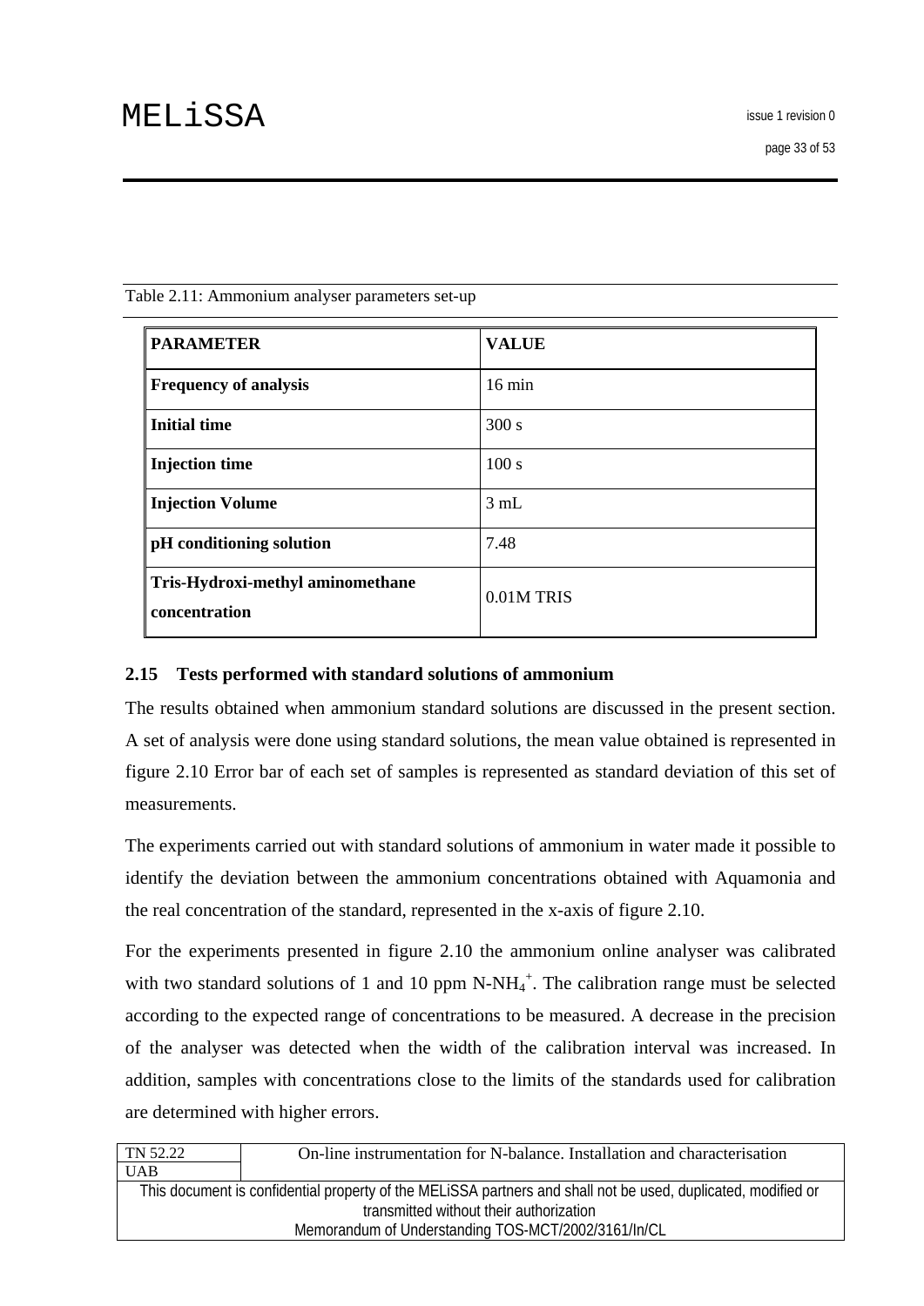Table 2.11: Ammonium analyser parameters set-up

| PARAMETER | VALUE |
|---|---|
| **Frequency of analysis** | 16 min |
| **Initial time** | 300 s |
| **Injection time** | 100 s |
| **Injection Volume** | 3 mL |
| **pH conditioning solution** | 7.48 |
| **Tris-Hydroxi-methyl aminomethane concentration** | 0.01M TRIS |

## 2.15 Tests performed with standard solutions of ammonium

The results obtained when ammonium standard solutions are discussed in the present section. A set of analysis were done using standard solutions, the mean value obtained is represented in figure 2.10 Error bar of each set of samples is represented as standard deviation of this set of measurements.

The experiments carried out with standard solutions of ammonium in water made it possible to identify the deviation between the ammonium concentrations obtained with Aquamonia and the real concentration of the standard, represented in the x-axis of figure 2.10.

For the experiments presented in figure 2.10 the ammonium online analyser was calibrated with two standard solutions of 1 and 10 ppm N-$NH_4^+$. The calibration range must be selected according to the expected range of concentrations to be measured. A decrease in the precision of the analyser was detected when the width of the calibration interval was increased. In addition, samples with concentrations close to the limits of the standards used for calibration are determined with higher errors.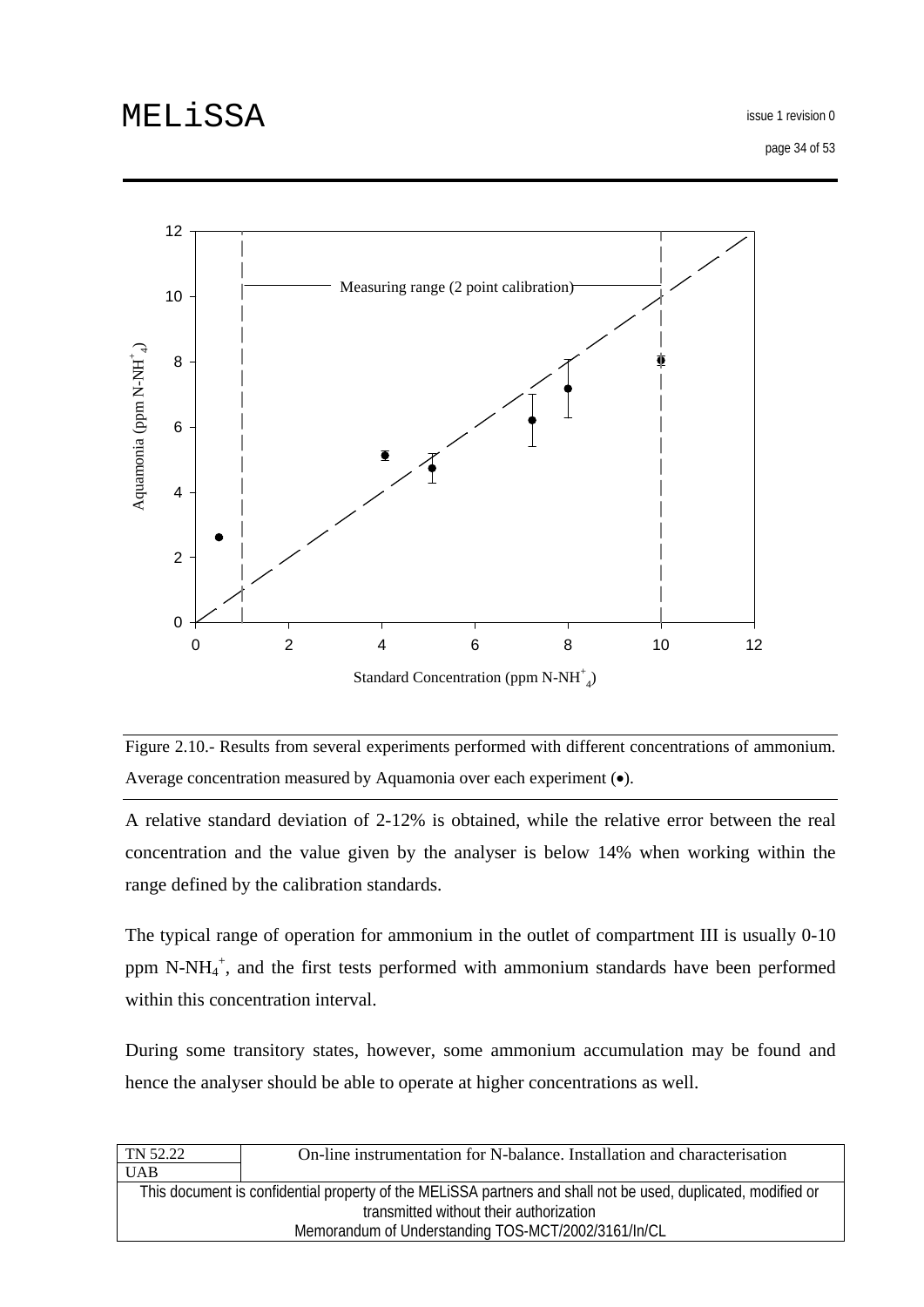Figure 2.10.- Results from several experiments performed with different concentrations of ammonium. Average concentration measured by Aquamonia over each experiment (●).

A relative standard deviation of 2-12% is obtained, while the relative error between the real concentration and the value given by the analyser is below 14% when working within the range defined by the calibration standards.

The typical range of operation for ammonium in the outlet of compartment III is usually 0-10 ppm $N\text{-}NH_4^+$, and the first tests performed with ammonium standards have been performed within this concentration interval.

During some transitory states, however, some ammonium accumulation may be found and hence the analyser should be able to operate at higher concentrations as well.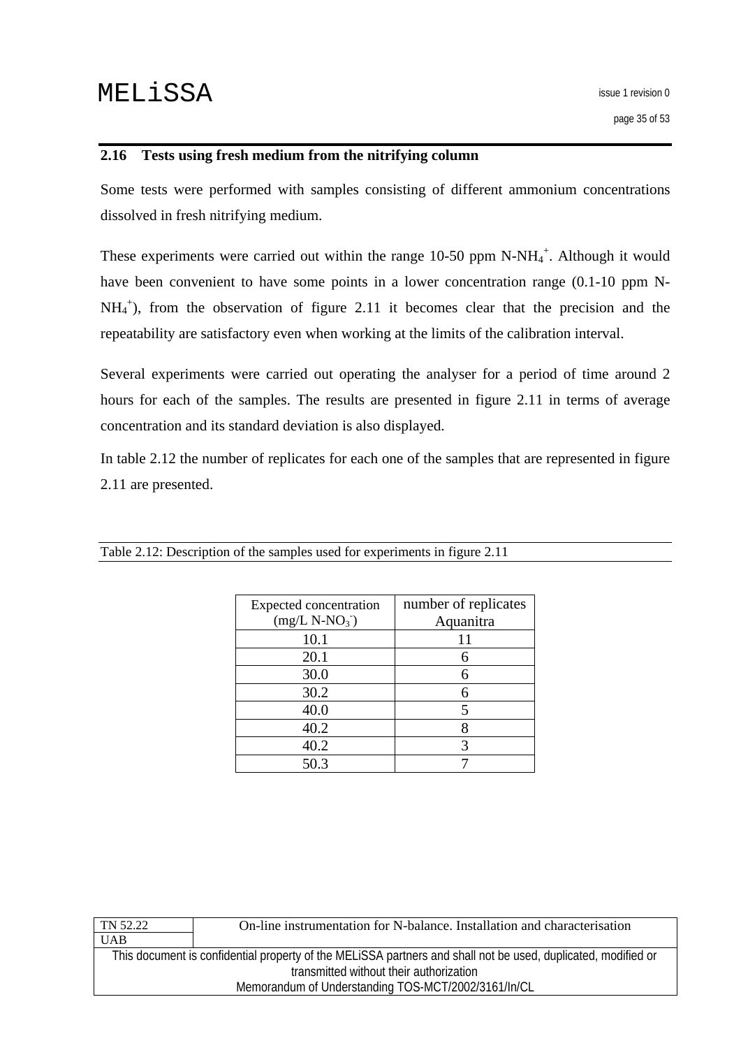## 2.16 Tests using fresh medium from the nitrifying column

Some tests were performed with samples consisting of different ammonium concentrations dissolved in fresh nitrifying medium.

These experiments were carried out within the range 10-50 ppm N-$NH_4^+$. Although it would have been convenient to have some points in a lower concentration range (0.1-10 ppm N-$NH_4^+$), from the observation of figure 2.11 it becomes clear that the precision and the repeatability are satisfactory even when working at the limits of the calibration interval.

Several experiments were carried out operating the analyser for a period of time around 2 hours for each of the samples. The results are presented in figure 2.11 in terms of average concentration and its standard deviation is also displayed.

In table 2.12 the number of replicates for each one of the samples that are represented in figure 2.11 are presented.

Table 2.12: Description of the samples used for experiments in figure 2.11

| Expected concentration (mg/L N-$NO_3^-$) | number of replicates Aquanitra |
|---|---|
| 10.1 | 11 |
| 20.1 | 6 |
| 30.0 | 6 |
| 30.2 | 6 |
| 40.0 | 5 |
| 40.2 | 8 |
| 40.2 | 3 |
| 50.3 | 7 |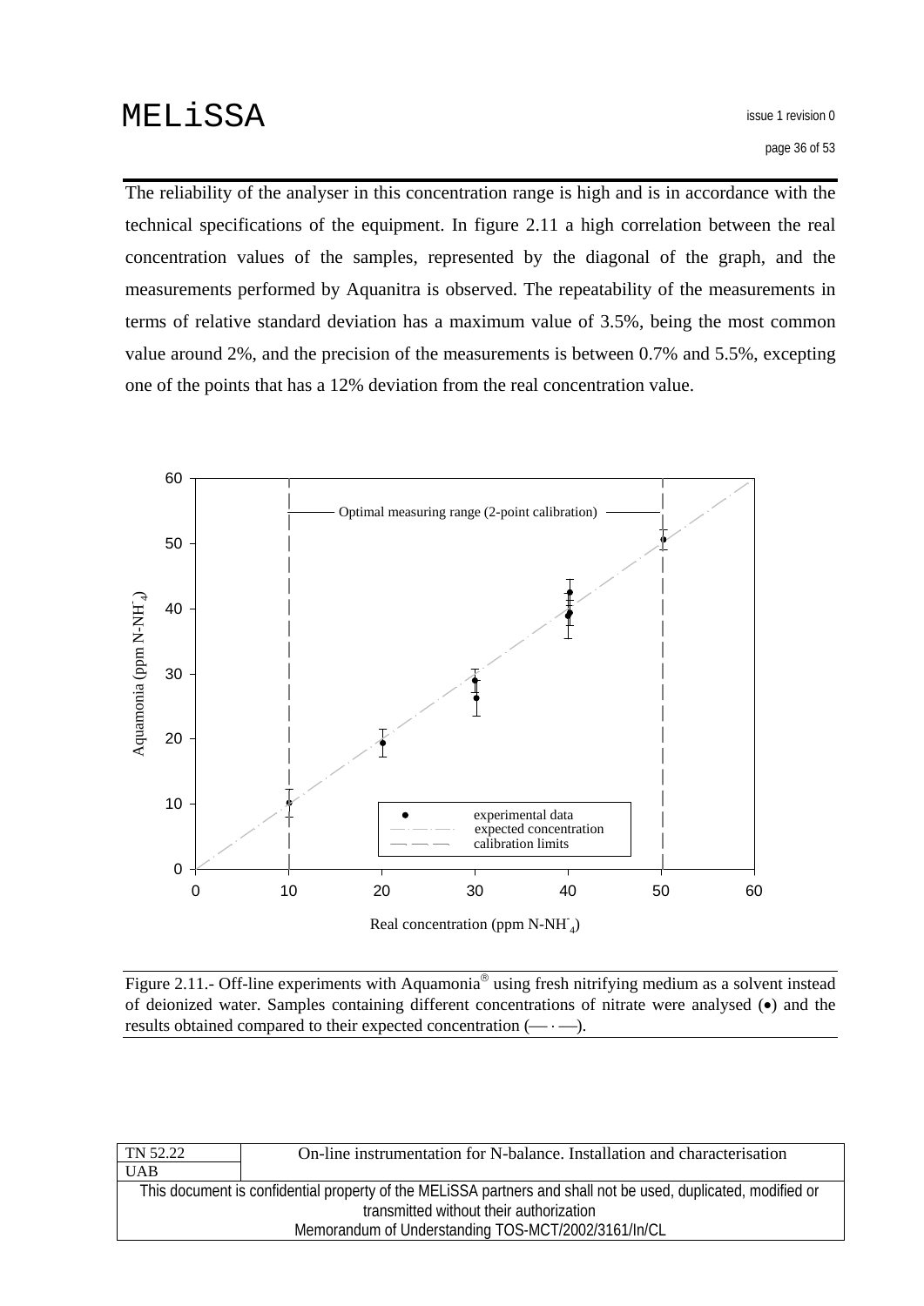The reliability of the analyser in this concentration range is high and is in accordance with the technical specifications of the equipment. In figure 2.11 a high correlation between the real concentration values of the samples, represented by the diagonal of the graph, and the measurements performed by Aquanitra is observed. The repeatability of the measurements in terms of relative standard deviation has a maximum value of 3.5%, being the most common value around 2%, and the precision of the measurements is between 0.7% and 5.5%, excepting one of the points that has a 12% deviation from the real concentration value.

Figure 2.11.- Off-line experiments with Aquamonia® using fresh nitrifying medium as a solvent instead of deionized water. Samples containing different concentrations of nitrate were analysed (•) and the results obtained compared to their expected concentration (— · —).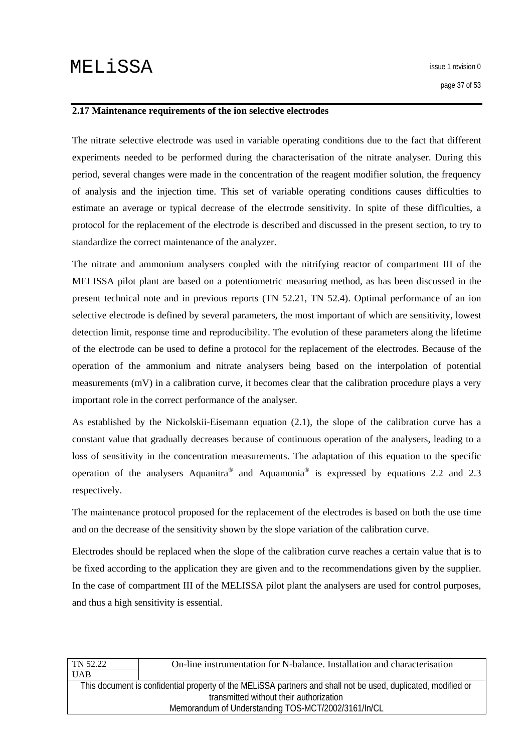### 2.17 Maintenance requirements of the ion selective electrodes

The nitrate selective electrode was used in variable operating conditions due to the fact that different experiments needed to be performed during the characterisation of the nitrate analyser. During this period, several changes were made in the concentration of the reagent modifier solution, the frequency of analysis and the injection time. This set of variable operating conditions causes difficulties to estimate an average or typical decrease of the electrode sensitivity. In spite of these difficulties, a protocol for the replacement of the electrode is described and discussed in the present section, to try to standardize the correct maintenance of the analyzer.

The nitrate and ammonium analysers coupled with the nitrifying reactor of compartment III of the MELISSA pilot plant are based on a potentiometric measuring method, as has been discussed in the present technical note and in previous reports (TN 52.21, TN 52.4). Optimal performance of an ion selective electrode is defined by several parameters, the most important of which are sensitivity, lowest detection limit, response time and reproducibility. The evolution of these parameters along the lifetime of the electrode can be used to define a protocol for the replacement of the electrodes. Because of the operation of the ammonium and nitrate analysers being based on the interpolation of potential measurements (mV) in a calibration curve, it becomes clear that the calibration procedure plays a very important role in the correct performance of the analyser.

As established by the Nickolskii-Eisemann equation (2.1), the slope of the calibration curve has a constant value that gradually decreases because of continuous operation of the analysers, leading to a loss of sensitivity in the concentration measurements. The adaptation of this equation to the specific operation of the analysers Aquanitra® and Aquamonia® is expressed by equations 2.2 and 2.3 respectively.

The maintenance protocol proposed for the replacement of the electrodes is based on both the use time and on the decrease of the sensitivity shown by the slope variation of the calibration curve.

Electrodes should be replaced when the slope of the calibration curve reaches a certain value that is to be fixed according to the application they are given and to the recommendations given by the supplier. In the case of compartment III of the MELISSA pilot plant the analysers are used for control purposes, and thus a high sensitivity is essential.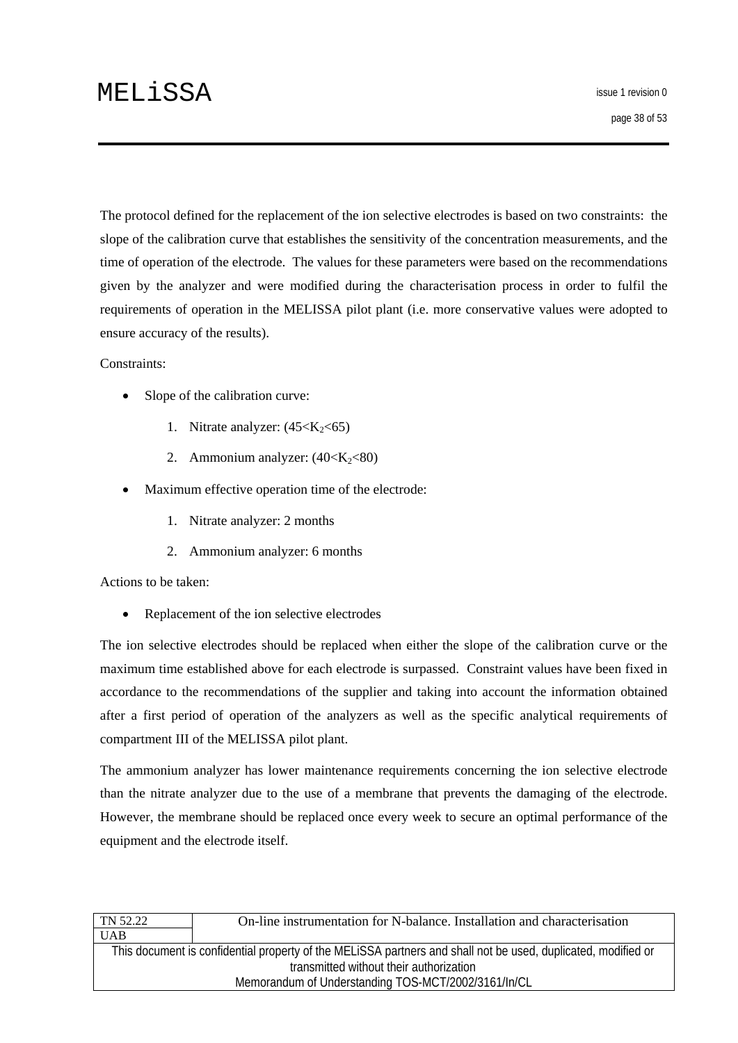The protocol defined for the replacement of the ion selective electrodes is based on two constraints: the slope of the calibration curve that establishes the sensitivity of the concentration measurements, and the time of operation of the electrode. The values for these parameters were based on the recommendations given by the analyzer and were modified during the characterisation process in order to fulfil the requirements of operation in the MELISSA pilot plant (i.e. more conservative values were adopted to ensure accuracy of the results).

Constraints:

- Slope of the calibration curve:
    1. Nitrate analyzer: ($45<K_2<65$)
    2. Ammonium analyzer: ($40<K_2<80$)
- Maximum effective operation time of the electrode:
    1. Nitrate analyzer: 2 months
    2. Ammonium analyzer: 6 months

Actions to be taken:

- Replacement of the ion selective electrodes

The ion selective electrodes should be replaced when either the slope of the calibration curve or the maximum time established above for each electrode is surpassed. Constraint values have been fixed in accordance to the recommendations of the supplier and taking into account the information obtained after a first period of operation of the analyzers as well as the specific analytical requirements of compartment III of the MELISSA pilot plant.

The ammonium analyzer has lower maintenance requirements concerning the ion selective electrode than the nitrate analyzer due to the use of a membrane that prevents the damaging of the electrode. However, the membrane should be replaced once every week to secure an optimal performance of the equipment and the electrode itself.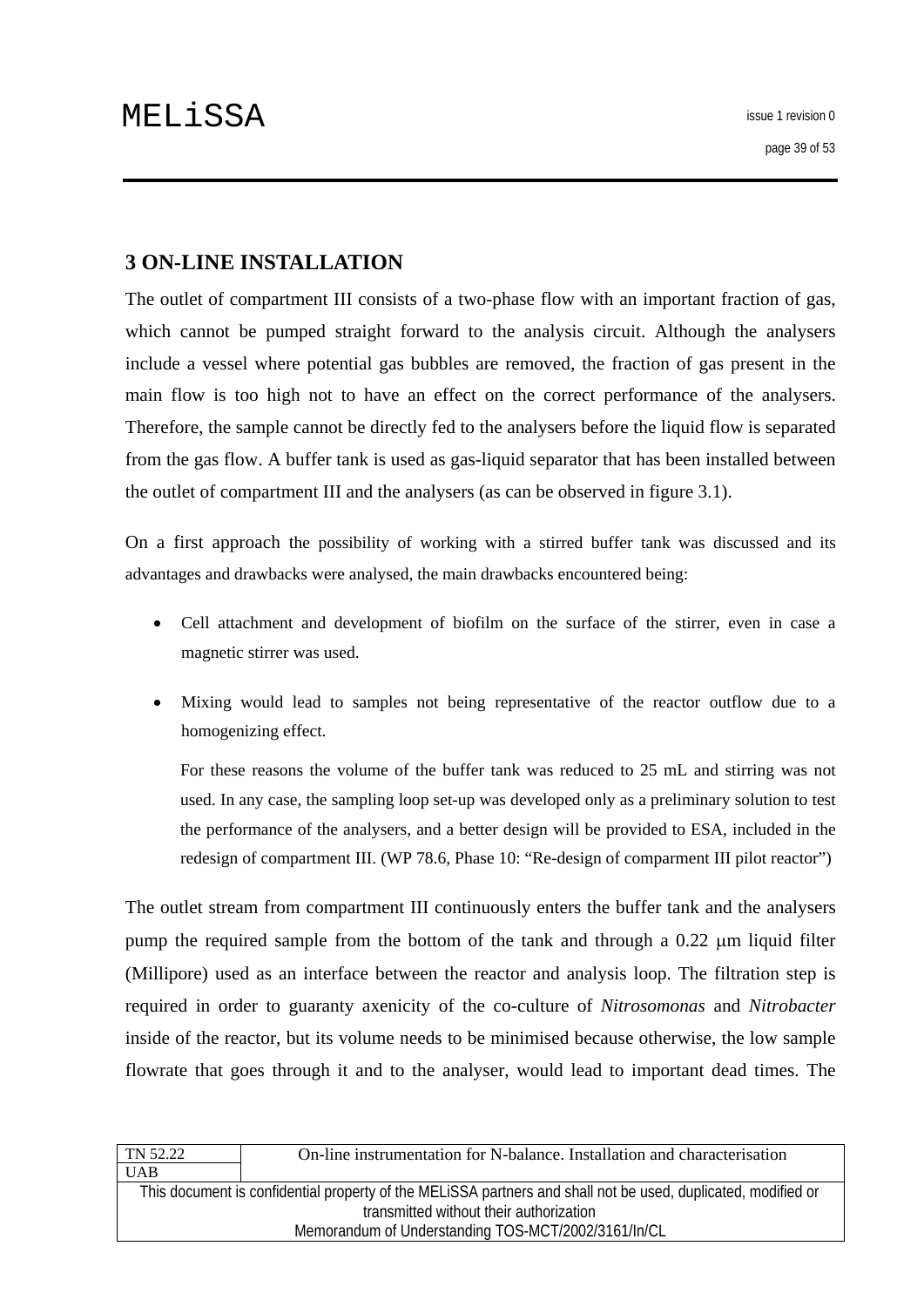# 3 ON-LINE INSTALLATION

The outlet of compartment III consists of a two-phase flow with an important fraction of gas, which cannot be pumped straight forward to the analysis circuit. Although the analysers include a vessel where potential gas bubbles are removed, the fraction of gas present in the main flow is too high not to have an effect on the correct performance of the analysers. Therefore, the sample cannot be directly fed to the analysers before the liquid flow is separated from the gas flow. A buffer tank is used as gas-liquid separator that has been installed between the outlet of compartment III and the analysers (as can be observed in figure 3.1).

On a first approach the possibility of working with a stirred buffer tank was discussed and its advantages and drawbacks were analysed, the main drawbacks encountered being:

- Cell attachment and development of biofilm on the surface of the stirrer, even in case a magnetic stirrer was used.
- Mixing would lead to samples not being representative of the reactor outflow due to a homogenizing effect.

  For these reasons the volume of the buffer tank was reduced to 25 mL and stirring was not used. In any case, the sampling loop set-up was developed only as a preliminary solution to test the performance of the analysers, and a better design will be provided to ESA, included in the redesign of compartment III. (WP 78.6, Phase 10: "Re-design of comparment III pilot reactor")

The outlet stream from compartment III continuously enters the buffer tank and the analysers pump the required sample from the bottom of the tank and through a 0.22 μm liquid filter (Millipore) used as an interface between the reactor and analysis loop. The filtration step is required in order to guaranty axenicity of the co-culture of *Nitrosomonas* and *Nitrobacter* inside of the reactor, but its volume needs to be minimised because otherwise, the low sample flowrate that goes through it and to the analyser, would lead to important dead times. The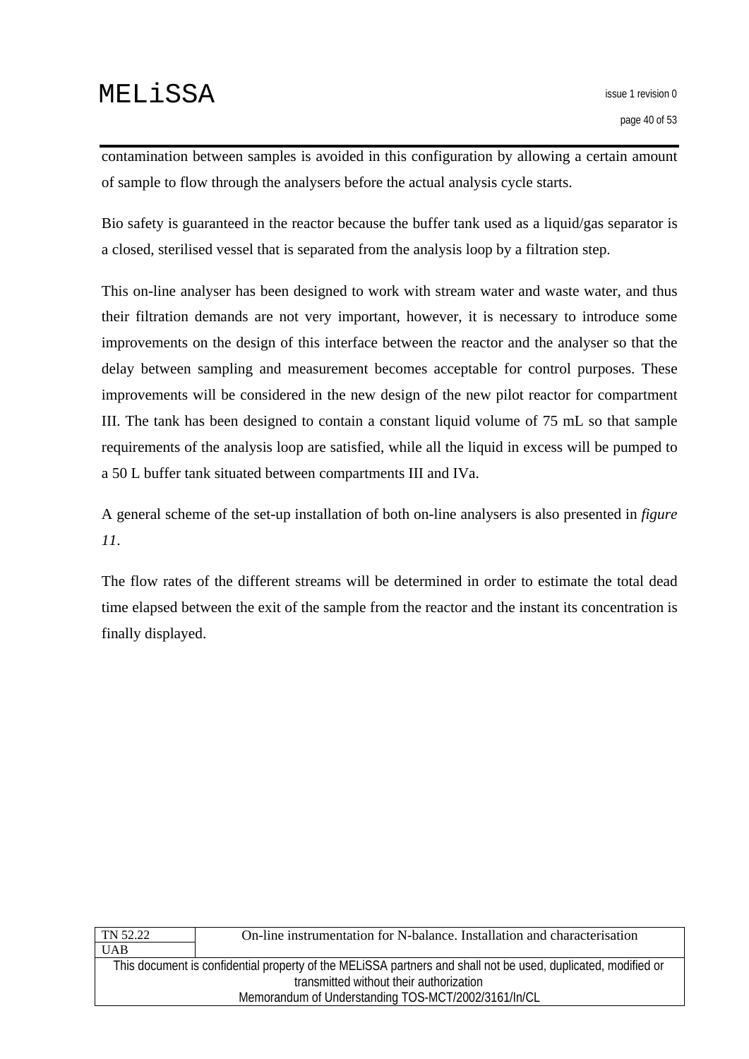contamination between samples is avoided in this configuration by allowing a certain amount of sample to flow through the analysers before the actual analysis cycle starts.

Bio safety is guaranteed in the reactor because the buffer tank used as a liquid/gas separator is a closed, sterilised vessel that is separated from the analysis loop by a filtration step.

This on-line analyser has been designed to work with stream water and waste water, and thus their filtration demands are not very important, however, it is necessary to introduce some improvements on the design of this interface between the reactor and the analyser so that the delay between sampling and measurement becomes acceptable for control purposes. These improvements will be considered in the new design of the new pilot reactor for compartment III. The tank has been designed to contain a constant liquid volume of 75 mL so that sample requirements of the analysis loop are satisfied, while all the liquid in excess will be pumped to a 50 L buffer tank situated between compartments III and IVa.

A general scheme of the set-up installation of both on-line analysers is also presented in *figure 11*.

The flow rates of the different streams will be determined in order to estimate the total dead time elapsed between the exit of the sample from the reactor and the instant its concentration is finally displayed.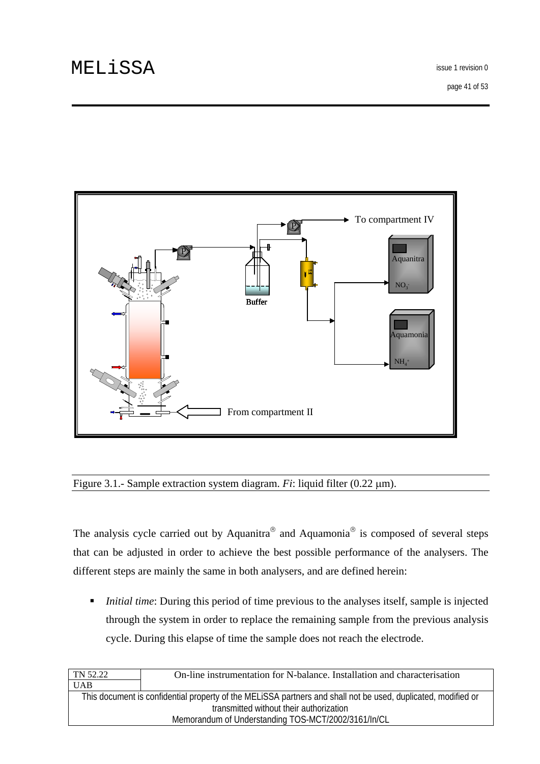Figure 3.1.- Sample extraction system diagram. *Fi*: liquid filter (0.22 μm).

The analysis cycle carried out by Aquanitra® and Aquamonia® is composed of several steps that can be adjusted in order to achieve the best possible performance of the analysers. The different steps are mainly the same in both analysers, and are defined herein:

- *Initial time*: During this period of time previous to the analyses itself, sample is injected through the system in order to replace the remaining sample from the previous analysis cycle. During this elapse of time the sample does not reach the electrode.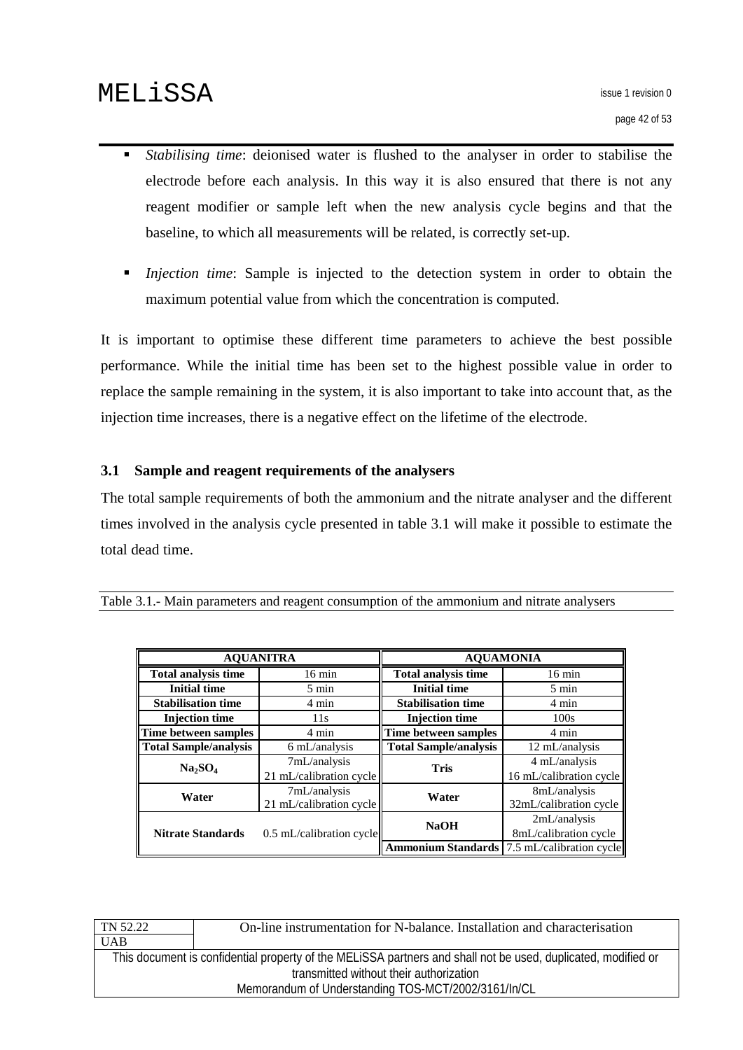- *Stabilising time*: deionised water is flushed to the analyser in order to stabilise the electrode before each analysis. In this way it is also ensured that there is not any reagent modifier or sample left when the new analysis cycle begins and that the baseline, to which all measurements will be related, is correctly set-up.

- *Injection time*: Sample is injected to the detection system in order to obtain the maximum potential value from which the concentration is computed.

It is important to optimise these different time parameters to achieve the best possible performance. While the initial time has been set to the highest possible value in order to replace the sample remaining in the system, it is also important to take into account that, as the injection time increases, there is a negative effect on the lifetime of the electrode.

### 3.1 Sample and reagent requirements of the analysers

The total sample requirements of both the ammonium and the nitrate analyser and the different times involved in the analysis cycle presented in table 3.1 will make it possible to estimate the total dead time.

Table 3.1.- Main parameters and reagent consumption of the ammonium and nitrate analysers

| AQUANITRA | | AQUAMONIA | |
|---|---|---|---|
| **Total analysis time** | 16 min | **Total analysis time** | 16 min |
| **Initial time** | 5 min | **Initial time** | 5 min |
| **Stabilisation time** | 4 min | **Stabilisation time** | 4 min |
| **Injection time** | 11s | **Injection time** | 100s |
| **Time between samples** | 4 min | **Time between samples** | 4 min |
| **Total Sample/analysis** | 6 mL/analysis | **Total Sample/analysis** | 12 mL/analysis |
| **$Na_2SO_4$** | 7mL/analysis 21 mL/calibration cycle | **Tris** | 4 mL/analysis 16 mL/calibration cycle |
| **Water** | 7mL/analysis 21 mL/calibration cycle | **Water** | 8mL/analysis 32mL/calibration cycle |
| **Nitrate Standards** | 0.5 mL/calibration cycle | **NaOH** | 2mL/analysis 8mL/calibration cycle |
| | | **Ammonium Standards** | 7.5 mL/calibration cycle |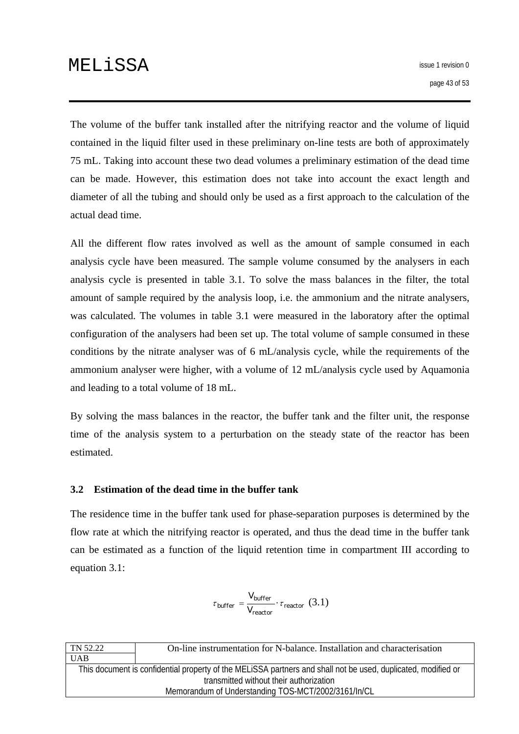The volume of the buffer tank installed after the nitrifying reactor and the volume of liquid contained in the liquid filter used in these preliminary on-line tests are both of approximately 75 mL. Taking into account these two dead volumes a preliminary estimation of the dead time can be made. However, this estimation does not take into account the exact length and diameter of all the tubing and should only be used as a first approach to the calculation of the actual dead time.

All the different flow rates involved as well as the amount of sample consumed in each analysis cycle have been measured. The sample volume consumed by the analysers in each analysis cycle is presented in table 3.1. To solve the mass balances in the filter, the total amount of sample required by the analysis loop, i.e. the ammonium and the nitrate analysers, was calculated. The volumes in table 3.1 were measured in the laboratory after the optimal configuration of the analysers had been set up. The total volume of sample consumed in these conditions by the nitrate analyser was of 6 mL/analysis cycle, while the requirements of the ammonium analyser were higher, with a volume of 12 mL/analysis cycle used by Aquamonia and leading to a total volume of 18 mL.

By solving the mass balances in the reactor, the buffer tank and the filter unit, the response time of the analysis system to a perturbation on the steady state of the reactor has been estimated.

### 3.2 Estimation of the dead time in the buffer tank

The residence time in the buffer tank used for phase-separation purposes is determined by the flow rate at which the nitrifying reactor is operated, and thus the dead time in the buffer tank can be estimated as a function of the liquid retention time in compartment III according to equation 3.1:

$$\tau_{buffer} = \frac{V_{buffer}}{V_{reactor}} \cdot \tau_{reactor} \quad (3.1)$$

| TN 52.22 | On-line instrumentation for N-balance. Installation and characterisation |
| --- | --- |
| UAB | |

This document is confidential property of the MELiSSA partners and shall not be used, duplicated, modified or transmitted without their authorization
Memorandum of Understanding TOS-MCT/2002/3161/In/CL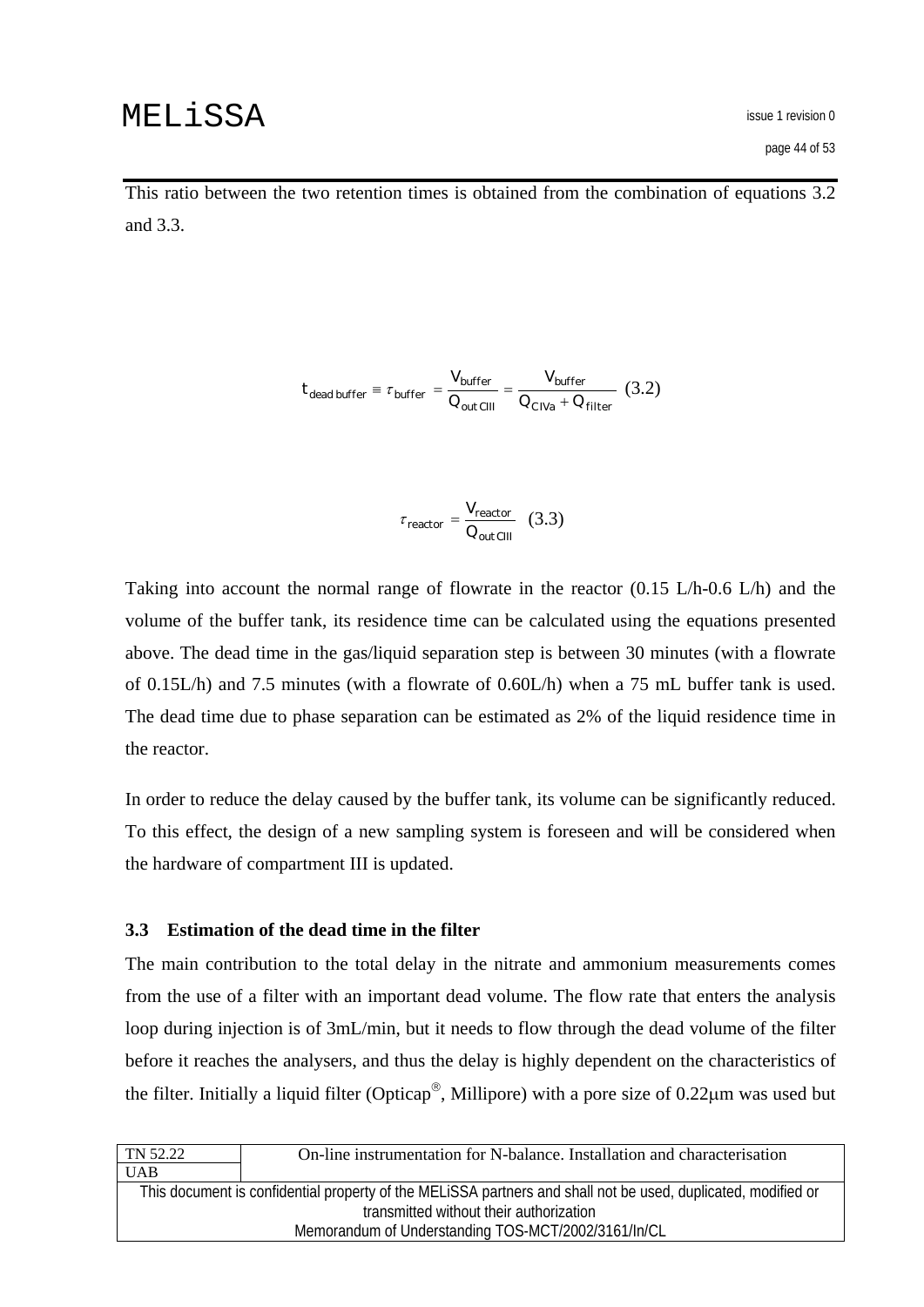This ratio between the two retention times is obtained from the combination of equations 3.2 and 3.3.

$$t_{dead\ buffer} \equiv \tau_{buffer} = \frac{V_{buffer}}{Q_{out\ CIII}} = \frac{V_{buffer}}{Q_{CIVa} + Q_{filter}} \quad (3.2)$$

$$\tau_{reactor} = \frac{V_{reactor}}{Q_{out\ CIII}} \quad (3.3)$$

Taking into account the normal range of flowrate in the reactor (0.15 L/h-0.6 L/h) and the volume of the buffer tank, its residence time can be calculated using the equations presented above. The dead time in the gas/liquid separation step is between 30 minutes (with a flowrate of 0.15L/h) and 7.5 minutes (with a flowrate of 0.60L/h) when a 75 mL buffer tank is used. The dead time due to phase separation can be estimated as 2% of the liquid residence time in the reactor.

In order to reduce the delay caused by the buffer tank, its volume can be significantly reduced. To this effect, the design of a new sampling system is foreseen and will be considered when the hardware of compartment III is updated.

### 3.3 Estimation of the dead time in the filter

The main contribution to the total delay in the nitrate and ammonium measurements comes from the use of a filter with an important dead volume. The flow rate that enters the analysis loop during injection is of 3mL/min, but it needs to flow through the dead volume of the filter before it reaches the analysers, and thus the delay is highly dependent on the characteristics of the filter. Initially a liquid filter (Opticap®, Millipore) with a pore size of 0.22μm was used but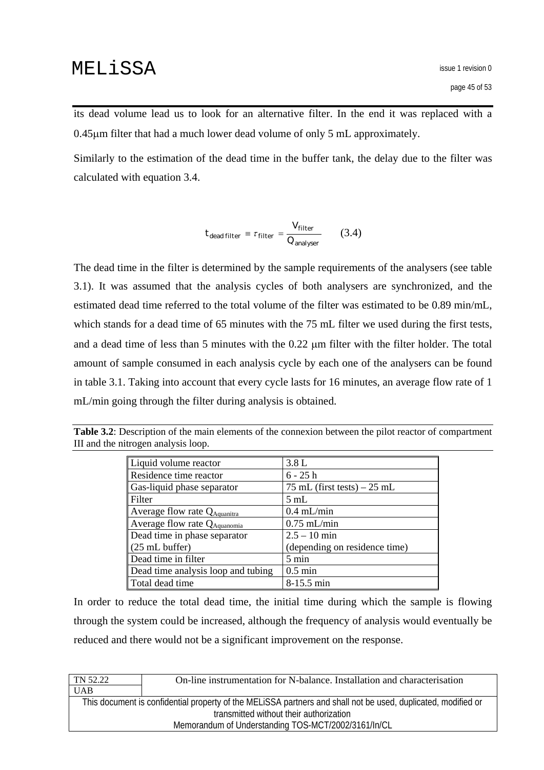its dead volume lead us to look for an alternative filter. In the end it was replaced with a 0.45μm filter that had a much lower dead volume of only 5 mL approximately.

Similarly to the estimation of the dead time in the buffer tank, the delay due to the filter was calculated with equation 3.4.

$$t_{dead\ filter} \equiv \tau_{filter} = \frac{V_{filter}}{Q_{analyser}} \qquad (3.4)$$

The dead time in the filter is determined by the sample requirements of the analysers (see table 3.1). It was assumed that the analysis cycles of both analysers are synchronized, and the estimated dead time referred to the total volume of the filter was estimated to be 0.89 min/mL, which stands for a dead time of 65 minutes with the 75 mL filter we used during the first tests, and a dead time of less than 5 minutes with the 0.22 μm filter with the filter holder. The total amount of sample consumed in each analysis cycle by each one of the analysers can be found in table 3.1. Taking into account that every cycle lasts for 16 minutes, an average flow rate of 1 mL/min going through the filter during analysis is obtained.

**Table 3.2**: Description of the main elements of the connexion between the pilot reactor of compartment III and the nitrogen analysis loop.

| | |
|---|---|
| Liquid volume reactor | 3.8 L |
| Residence time reactor | 6 - 25 h |
| Gas-liquid phase separator | 75 mL (first tests) – 25 mL |
| Filter | 5 mL |
| Average flow rate $Q_{Aquanitra}$ | 0.4 mL/min |
| Average flow rate $Q_{Aquanomia}$ | 0.75 mL/min |
| Dead time in phase separator (25 mL buffer) | 2.5 – 10 min (depending on residence time) |
| Dead time in filter | 5 min |
| Dead time analysis loop and tubing | 0.5 min |
| Total dead time | 8-15.5 min |

In order to reduce the total dead time, the initial time during which the sample is flowing through the system could be increased, although the frequency of analysis would eventually be reduced and there would not be a significant improvement on the response.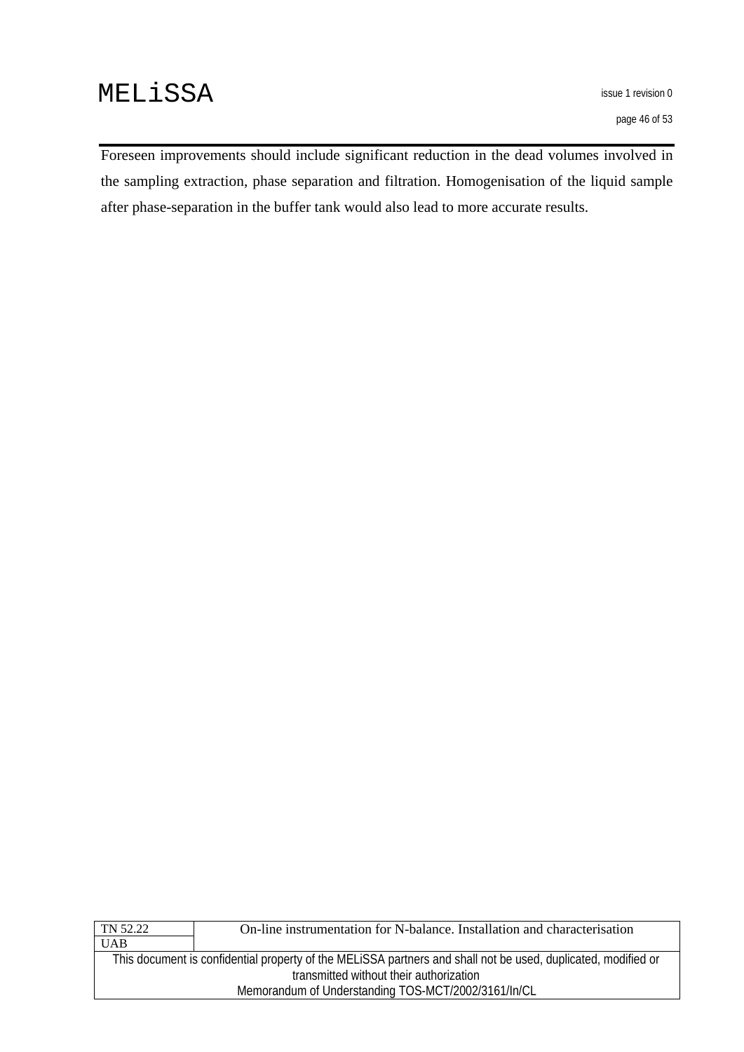Foreseen improvements should include significant reduction in the dead volumes involved in the sampling extraction, phase separation and filtration. Homogenisation of the liquid sample after phase-separation in the buffer tank would also lead to more accurate results.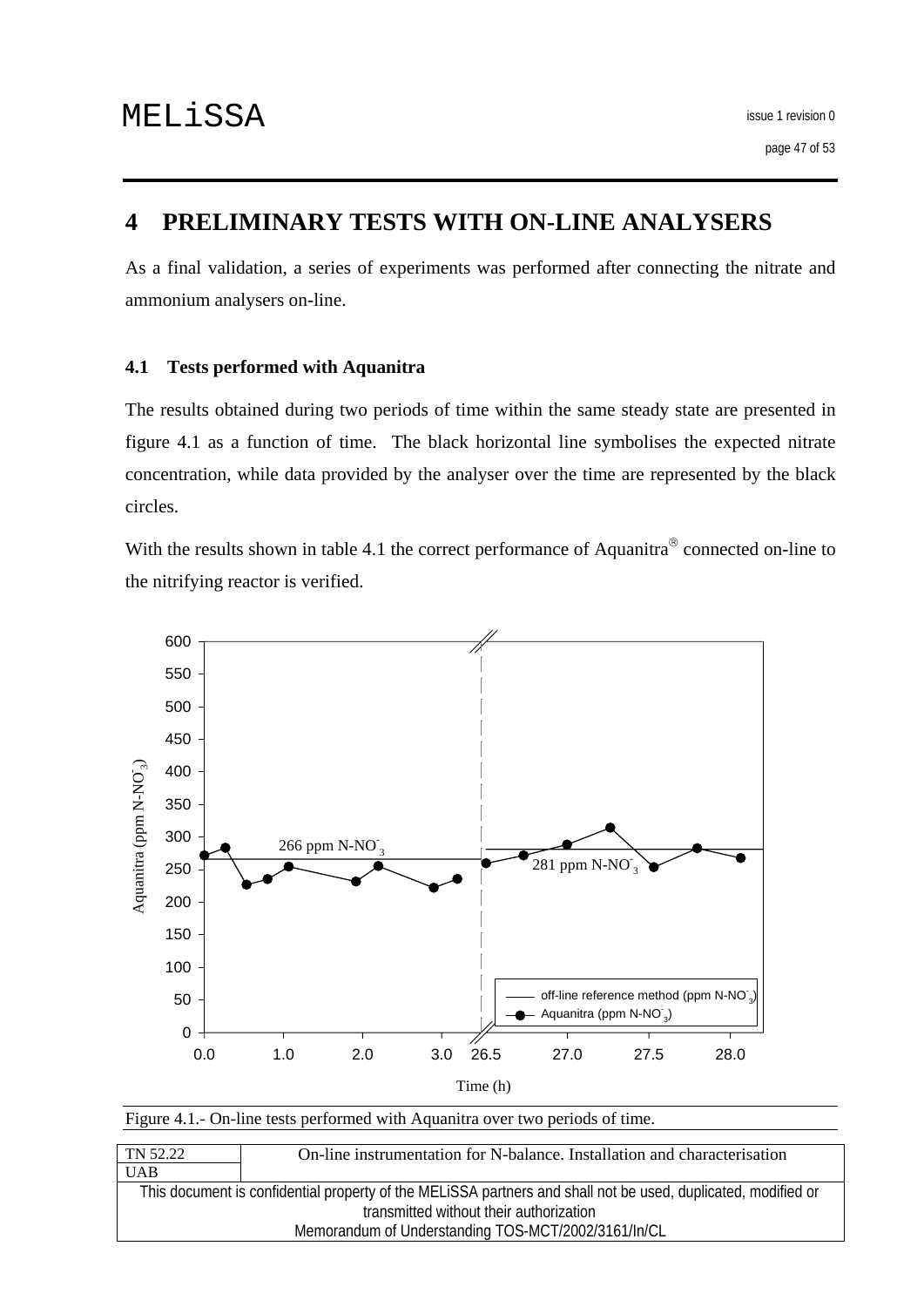# 4 PRELIMINARY TESTS WITH ON-LINE ANALYSERS

As a final validation, a series of experiments was performed after connecting the nitrate and ammonium analysers on-line.

### 4.1 Tests performed with Aquanitra

The results obtained during two periods of time within the same steady state are presented in figure 4.1 as a function of time. The black horizontal line symbolises the expected nitrate concentration, while data provided by the analyser over the time are represented by the black circles.

With the results shown in table 4.1 the correct performance of Aquanitra® connected on-line to the nitrifying reactor is verified.

Figure 4.1.- On-line tests performed with Aquanitra over two periods of time.

| TN 52.22 | On-line instrumentation for N-balance. Installation and characterisation |
|---|---|
| UAB | |
| This document is confidential property of the MELiSSA partners and shall not be used, duplicated, modified or transmitted without their authorization<br>Memorandum of Understanding TOS-MCT/2002/3161/In/CL | |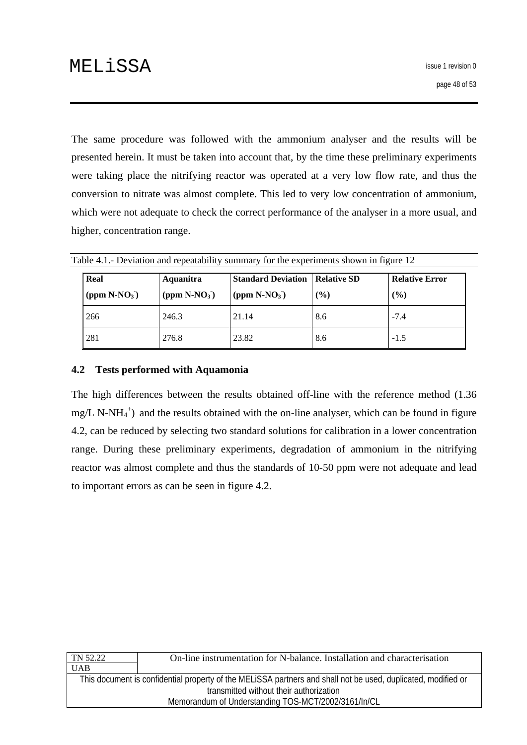The same procedure was followed with the ammonium analyser and the results will be presented herein. It must be taken into account that, by the time these preliminary experiments were taking place the nitrifying reactor was operated at a very low flow rate, and thus the conversion to nitrate was almost complete. This led to very low concentration of ammonium, which were not adequate to check the correct performance of the analyser in a more usual, and higher, concentration range.

Table 4.1.- Deviation and repeatability summary for the experiments shown in figure 12

| **Real ($ppm$ N-$NO_3^-$)** | **Aquanitra ($ppm$ N-$NO_3^-$)** | **Standard Deviation ($ppm$ N-$NO_3^-$)** | **Relative SD (%)** | **Relative Error (%)** |
|---|---|---|---|---|
| 266 | 246.3 | 21.14 | 8.6 | -7.4 |
| 281 | 276.8 | 23.82 | 8.6 | -1.5 |

## 4.2 Tests performed with Aquamonia

The high differences between the results obtained off-line with the reference method (1.36 mg/L N-$NH_4^+$) and the results obtained with the on-line analyser, which can be found in figure 4.2, can be reduced by selecting two standard solutions for calibration in a lower concentration range. During these preliminary experiments, degradation of ammonium in the nitrifying reactor was almost complete and thus the standards of 10-50 ppm were not adequate and lead to important errors as can be seen in figure 4.2.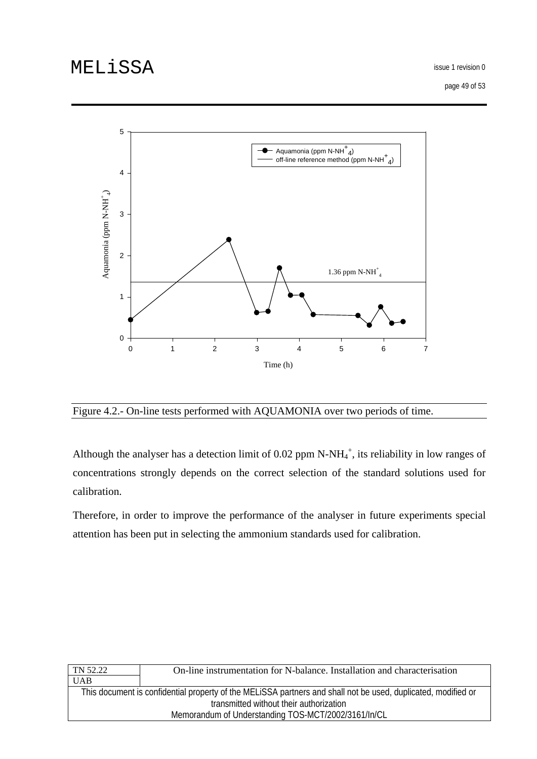Figure 4.2.- On-line tests performed with AQUAMONIA over two periods of time.

Although the analyser has a detection limit of 0.02 ppm N-$NH_4^+$, its reliability in low ranges of concentrations strongly depends on the correct selection of the standard solutions used for calibration.

Therefore, in order to improve the performance of the analyser in future experiments special attention has been put in selecting the ammonium standards used for calibration.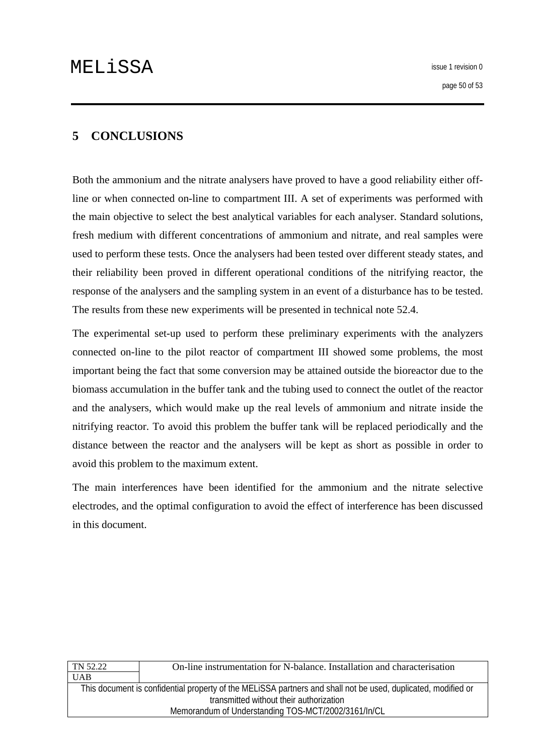# 5 CONCLUSIONS

Both the ammonium and the nitrate analysers have proved to have a good reliability either off-line or when connected on-line to compartment III. A set of experiments was performed with the main objective to select the best analytical variables for each analyser. Standard solutions, fresh medium with different concentrations of ammonium and nitrate, and real samples were used to perform these tests. Once the analysers had been tested over different steady states, and their reliability been proved in different operational conditions of the nitrifying reactor, the response of the analysers and the sampling system in an event of a disturbance has to be tested. The results from these new experiments will be presented in technical note 52.4.

The experimental set-up used to perform these preliminary experiments with the analyzers connected on-line to the pilot reactor of compartment III showed some problems, the most important being the fact that some conversion may be attained outside the bioreactor due to the biomass accumulation in the buffer tank and the tubing used to connect the outlet of the reactor and the analysers, which would make up the real levels of ammonium and nitrate inside the nitrifying reactor. To avoid this problem the buffer tank will be replaced periodically and the distance between the reactor and the analysers will be kept as short as possible in order to avoid this problem to the maximum extent.

The main interferences have been identified for the ammonium and the nitrate selective electrodes, and the optimal configuration to avoid the effect of interference has been discussed in this document.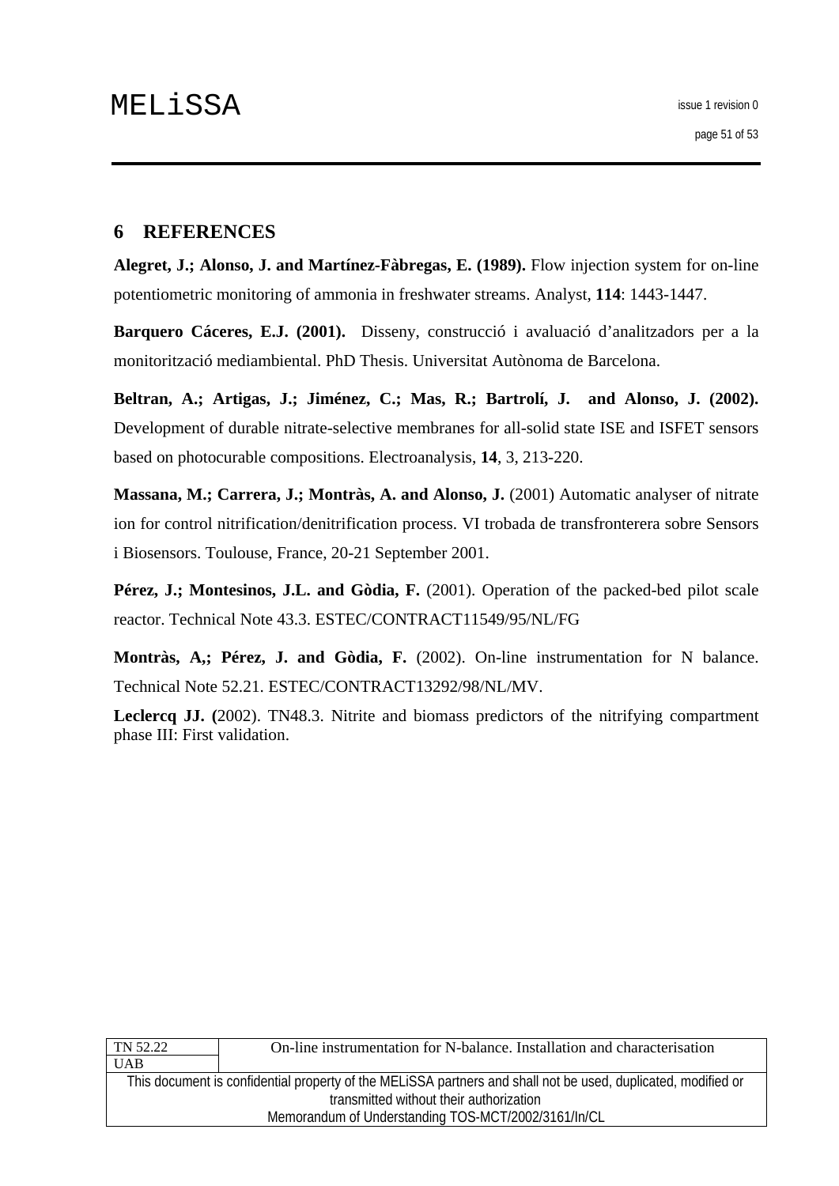## 6 REFERENCES

**Alegret, J.; Alonso, J. and Martínez-Fàbregas, E. (1989).** Flow injection system for on-line potentiometric monitoring of ammonia in freshwater streams. Analyst, **114**: 1443-1447.

**Barquero Cáceres, E.J. (2001).** Disseny, construcció i avaluació d'analitzadors per a la monitorització mediambiental. PhD Thesis. Universitat Autònoma de Barcelona.

**Beltran, A.; Artigas, J.; Jiménez, C.; Mas, R.; Bartrolí, J. and Alonso, J. (2002).** Development of durable nitrate-selective membranes for all-solid state ISE and ISFET sensors based on photocurable compositions. Electroanalysis, **14**, 3, 213-220.

**Massana, M.; Carrera, J.; Montràs, A. and Alonso, J.** (2001) Automatic analyser of nitrate ion for control nitrification/denitrification process. VI trobada de transfronterera sobre Sensors i Biosensors. Toulouse, France, 20-21 September 2001.

**Pérez, J.; Montesinos, J.L. and Gòdia, F.** (2001). Operation of the packed-bed pilot scale reactor. Technical Note 43.3. ESTEC/CONTRACT11549/95/NL/FG

**Montràs, A,; Pérez, J. and Gòdia, F.** (2002). On-line instrumentation for N balance. Technical Note 52.21. ESTEC/CONTRACT13292/98/NL/MV.

**Leclercq JJ. (**2002). TN48.3. Nitrite and biomass predictors of the nitrifying compartment phase III: First validation.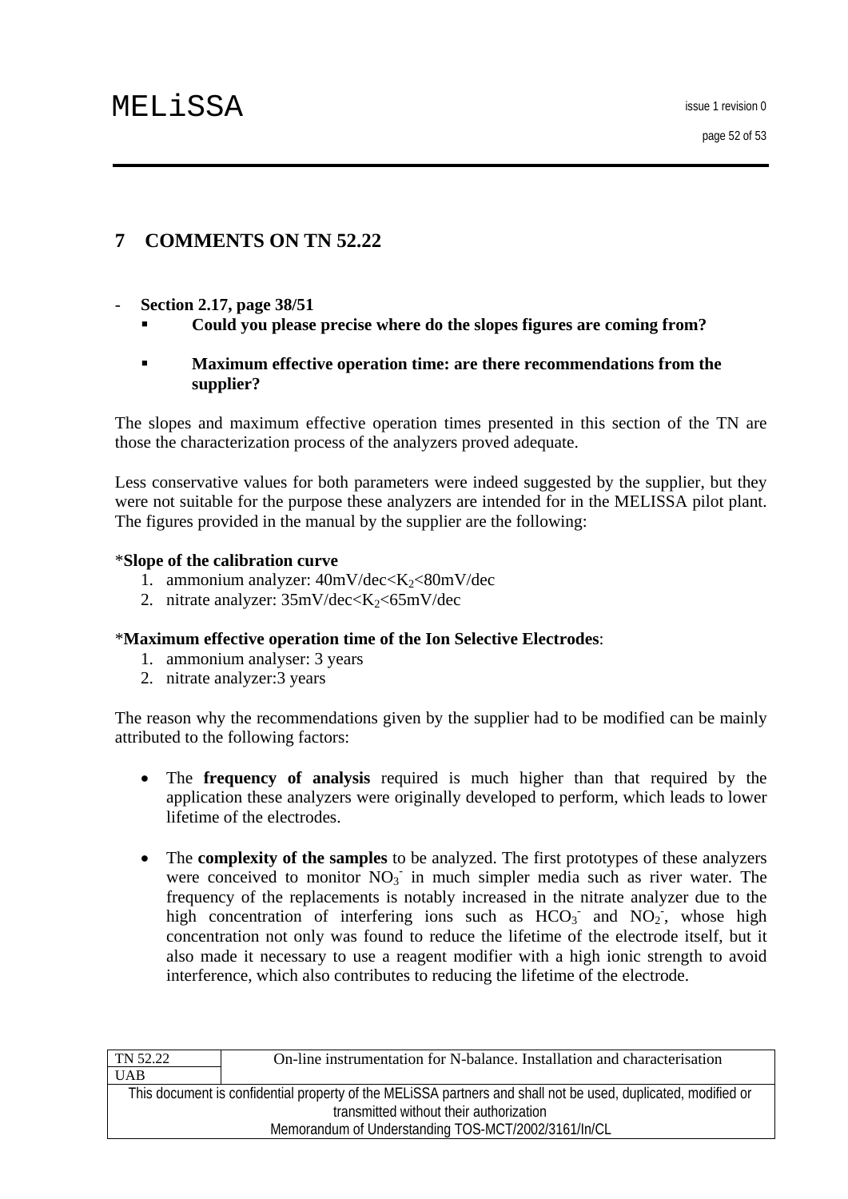# 7 COMMENTS ON TN 52.22

- **Section 2.17, page 38/51**
  - **Could you please precise where do the slopes figures are coming from?**
  - **Maximum effective operation time: are there recommendations from the supplier?**

The slopes and maximum effective operation times presented in this section of the TN are those the characterization process of the analyzers proved adequate.

Less conservative values for both parameters were indeed suggested by the supplier, but they were not suitable for the purpose these analyzers are intended for in the MELISSA pilot plant. The figures provided in the manual by the supplier are the following:

*__Slope of the calibration curve__

1. ammonium analyzer: 40mV/dec<$K_2$<80mV/dec
2. nitrate analyzer: 35mV/dec<$K_2$<65mV/dec

*__Maximum effective operation time of the Ion Selective Electrodes__:

1. ammonium analyser: 3 years
2. nitrate analyzer:3 years

The reason why the recommendations given by the supplier had to be modified can be mainly attributed to the following factors:

- The **frequency of analysis** required is much higher than that required by the application these analyzers were originally developed to perform, which leads to lower lifetime of the electrodes.

- The **complexity of the samples** to be analyzed. The first prototypes of these analyzers were conceived to monitor $NO_3^-$ in much simpler media such as river water. The frequency of the replacements is notably increased in the nitrate analyzer due to the high concentration of interfering ions such as $HCO_3^-$ and $NO_2^-$, whose high concentration not only was found to reduce the lifetime of the electrode itself, but it also made it necessary to use a reagent modifier with a high ionic strength to avoid interference, which also contributes to reducing the lifetime of the electrode.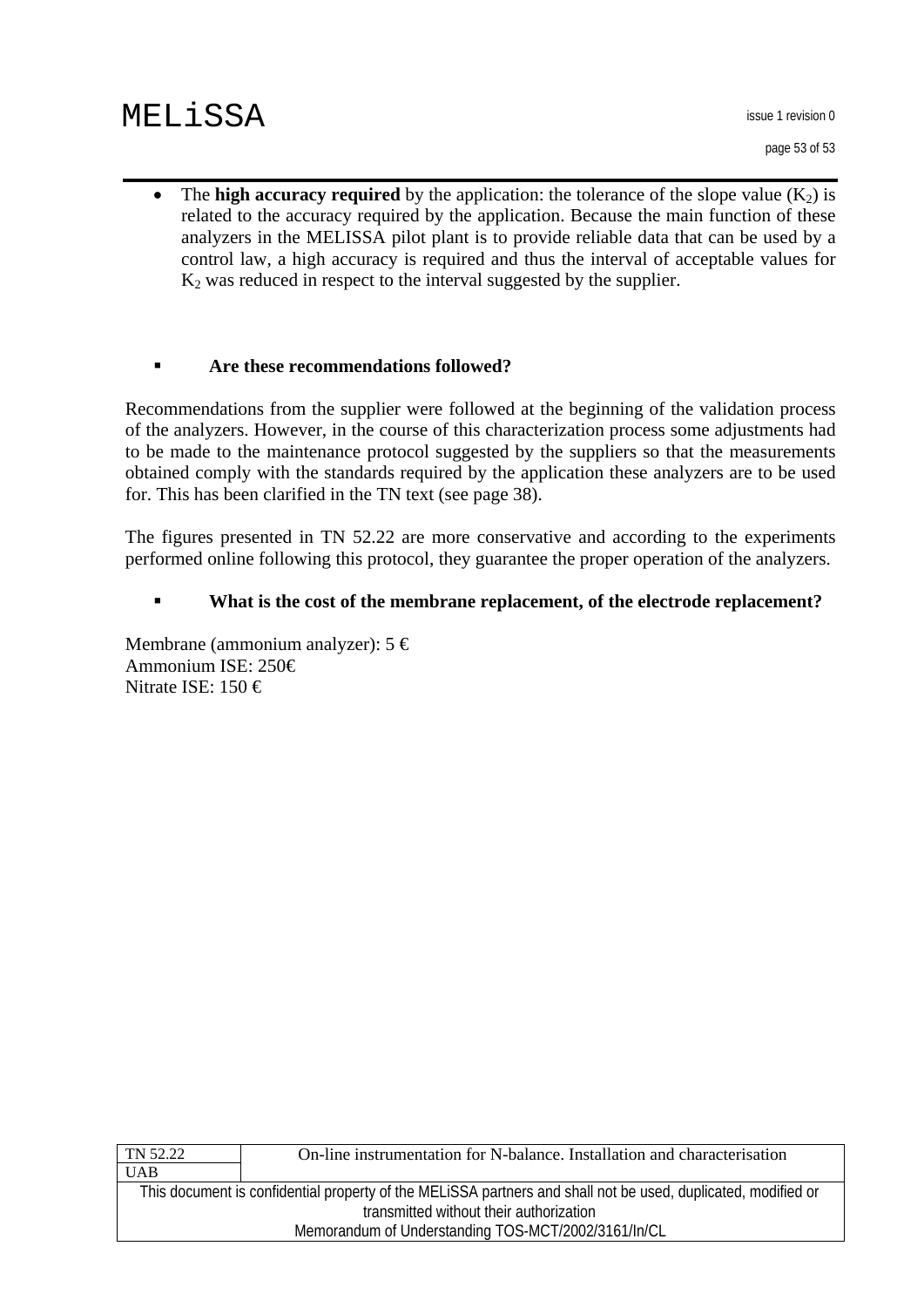- The **high accuracy required** by the application: the tolerance of the slope value ($K_2$) is related to the accuracy required by the application. Because the main function of these analyzers in the MELISSA pilot plant is to provide reliable data that can be used by a control law, a high accuracy is required and thus the interval of acceptable values for $K_2$ was reduced in respect to the interval suggested by the supplier.

- **Are these recommendations followed?**

Recommendations from the supplier were followed at the beginning of the validation process of the analyzers. However, in the course of this characterization process some adjustments had to be made to the maintenance protocol suggested by the suppliers so that the measurements obtained comply with the standards required by the application these analyzers are to be used for. This has been clarified in the TN text (see page 38).

The figures presented in TN 52.22 are more conservative and according to the experiments performed online following this protocol, they guarantee the proper operation of the analyzers.

- **What is the cost of the membrane replacement, of the electrode replacement?**

Membrane (ammonium analyzer): 5 €
Ammonium ISE: 250€
Nitrate ISE: 150 €